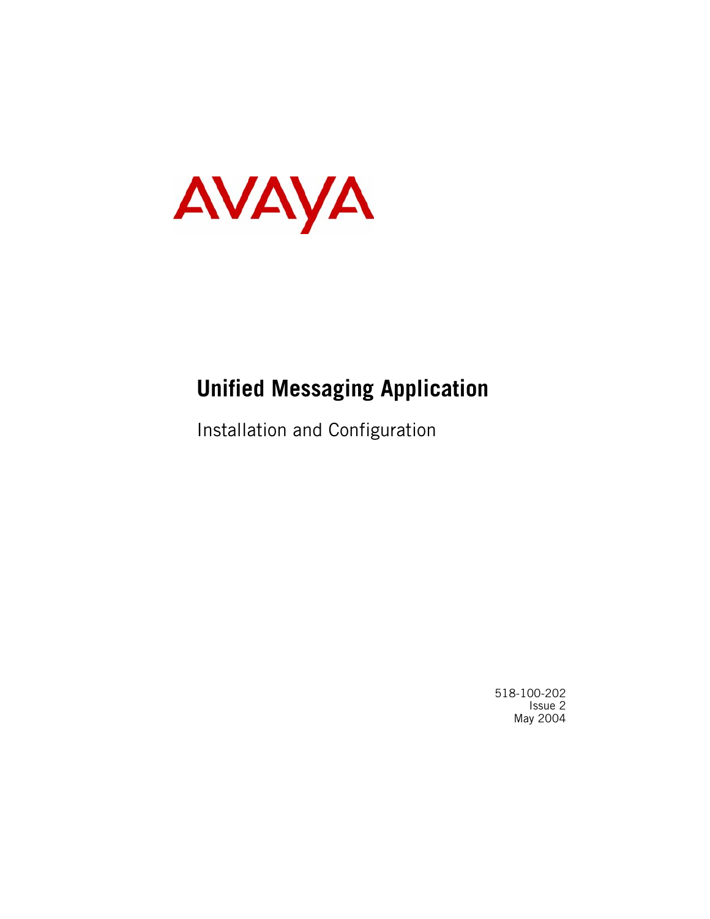AVAYA

# Unified Messaging Application

Installation and Configuration

518-100-202
Issue 2
May 2004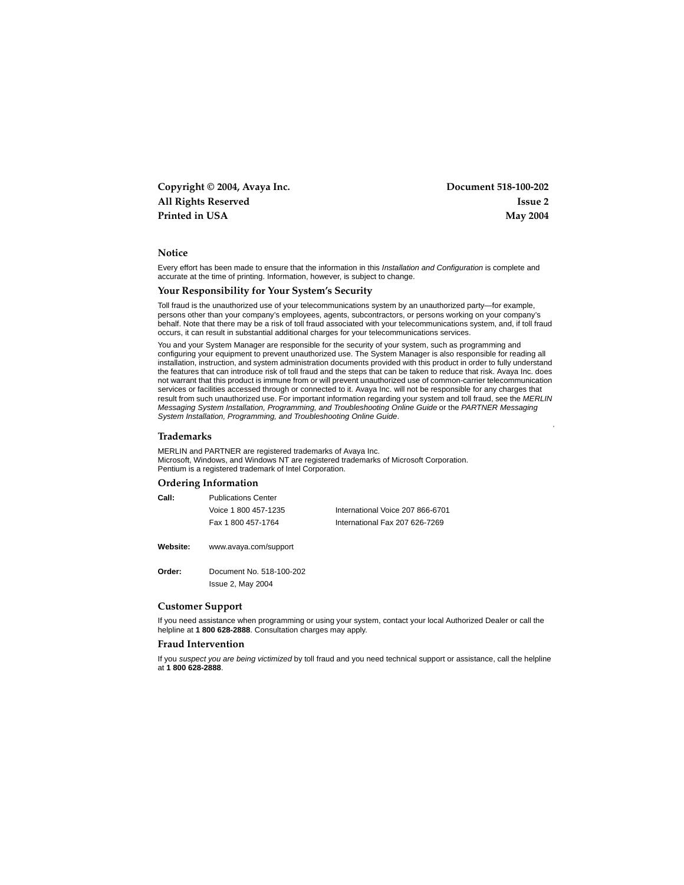**Copyright © 2004, Avaya Inc.**
**All Rights Reserved**
**Printed in USA**

**Document 518-100-202**
**Issue 2**
**May 2004**

## Notice

Every effort has been made to ensure that the information in this *Installation and Configuration* is complete and accurate at the time of printing. Information, however, is subject to change.

## Your Responsibility for Your System's Security

Toll fraud is the unauthorized use of your telecommunications system by an unauthorized party—for example, persons other than your company's employees, agents, subcontractors, or persons working on your company's behalf. Note that there may be a risk of toll fraud associated with your telecommunications system, and, if toll fraud occurs, it can result in substantial additional charges for your telecommunications services.

You and your System Manager are responsible for the security of your system, such as programming and configuring your equipment to prevent unauthorized use. The System Manager is also responsible for reading all installation, instruction, and system administration documents provided with this product in order to fully understand the features that can introduce risk of toll fraud and the steps that can be taken to reduce that risk. Avaya Inc. does not warrant that this product is immune from or will prevent unauthorized use of common-carrier telecommunication services or facilities accessed through or connected to it. Avaya Inc. will not be responsible for any charges that result from such unauthorized use. For important information regarding your system and toll fraud, see the *MERLIN Messaging System Installation, Programming, and Troubleshooting Online Guide* or the *PARTNER Messaging System Installation, Programming, and Troubleshooting Online Guide*.

## Trademarks

MERLIN and PARTNER are registered trademarks of Avaya Inc.
Microsoft, Windows, and Windows NT are registered trademarks of Microsoft Corporation.
Pentium is a registered trademark of Intel Corporation.

## Ordering Information

| | | |
|---|---|---|
| **Call:** | Publications Center | |
| | Voice 1 800 457-1235 | International Voice 207 866-6701 |
| | Fax 1 800 457-1764 | International Fax 207 626-7269 |
| **Website:** | www.avaya.com/support | |
| **Order:** | Document No. 518-100-202 | |
| | Issue 2, May 2004 | |

## Customer Support

If you need assistance when programming or using your system, contact your local Authorized Dealer or call the helpline at **1 800 628-2888**. Consultation charges may apply.

## Fraud Intervention

If you *suspect you are being victimized* by toll fraud and you need technical support or assistance, call the helpline at **1 800 628-2888**.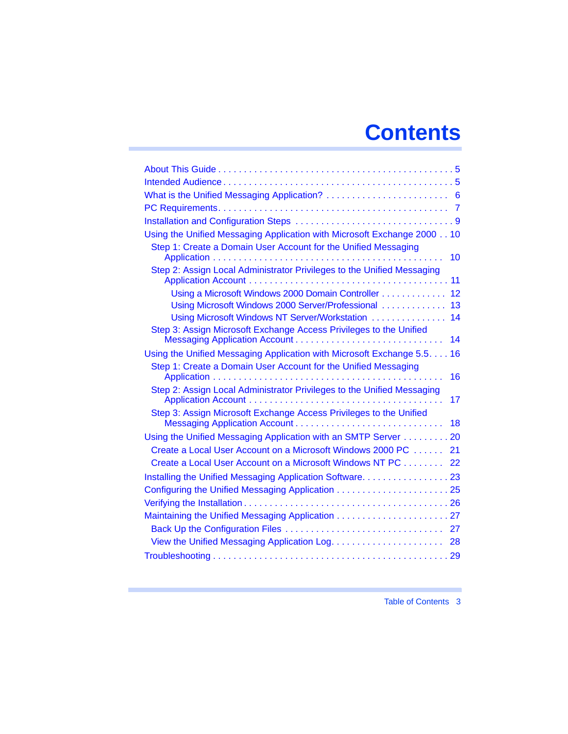# Contents

- About This Guide . . . . . . . . . . . . . . . . . . . . . . . . . . . . . . . . . . . . . . . . . . . . . . 5
- Intended Audience . . . . . . . . . . . . . . . . . . . . . . . . . . . . . . . . . . . . . . . . . . . . . 5
- What is the Unified Messaging Application? . . . . . . . . . . . . . . . . . . . . . . . . 6
- PC Requirements. . . . . . . . . . . . . . . . . . . . . . . . . . . . . . . . . . . . . . . . . . . . . 7
- Installation and Configuration Steps . . . . . . . . . . . . . . . . . . . . . . . . . . . . . . . 9
- Using the Unified Messaging Application with Microsoft Exchange 2000 . . 10
  - Step 1: Create a Domain User Account for the Unified Messaging Application . . . . . . . . . . . . . . . . . . . . . . . . . . . . . . . . . . . . . . . . . . . . 10
  - Step 2: Assign Local Administrator Privileges to the Unified Messaging Application Account . . . . . . . . . . . . . . . . . . . . . . . . . . . . . . . . . . . . . 11
    - Using a Microsoft Windows 2000 Domain Controller . . . . . . . . . . . . . 12
    - Using Microsoft Windows 2000 Server/Professional . . . . . . . . . . . . . 13
    - Using Microsoft Windows NT Server/Workstation . . . . . . . . . . . . . . . 14
  - Step 3: Assign Microsoft Exchange Access Privileges to the Unified Messaging Application Account . . . . . . . . . . . . . . . . . . . . . . . . . . . . 14
- Using the Unified Messaging Application with Microsoft Exchange 5.5. . . . 16
  - Step 1: Create a Domain User Account for the Unified Messaging Application . . . . . . . . . . . . . . . . . . . . . . . . . . . . . . . . . . . . . . . . . . . . 16
  - Step 2: Assign Local Administrator Privileges to the Unified Messaging Application Account . . . . . . . . . . . . . . . . . . . . . . . . . . . . . . . . . . . . . 17
  - Step 3: Assign Microsoft Exchange Access Privileges to the Unified Messaging Application Account . . . . . . . . . . . . . . . . . . . . . . . . . . . . 18
- Using the Unified Messaging Application with an SMTP Server . . . . . . . . . 20
  - Create a Local User Account on a Microsoft Windows 2000 PC . . . . . . 21
  - Create a Local User Account on a Microsoft Windows NT PC . . . . . . . . 22
- Installing the Unified Messaging Application Software. . . . . . . . . . . . . . . . . 23
- Configuring the Unified Messaging Application . . . . . . . . . . . . . . . . . . . . . . 25
- Verifying the Installation . . . . . . . . . . . . . . . . . . . . . . . . . . . . . . . . . . . . . . . 26
- Maintaining the Unified Messaging Application . . . . . . . . . . . . . . . . . . . . . . 27
  - Back Up the Configuration Files . . . . . . . . . . . . . . . . . . . . . . . . . . . . . . 27
  - View the Unified Messaging Application Log. . . . . . . . . . . . . . . . . . . . . . 28
- Troubleshooting . . . . . . . . . . . . . . . . . . . . . . . . . . . . . . . . . . . . . . . . . . . . . . 29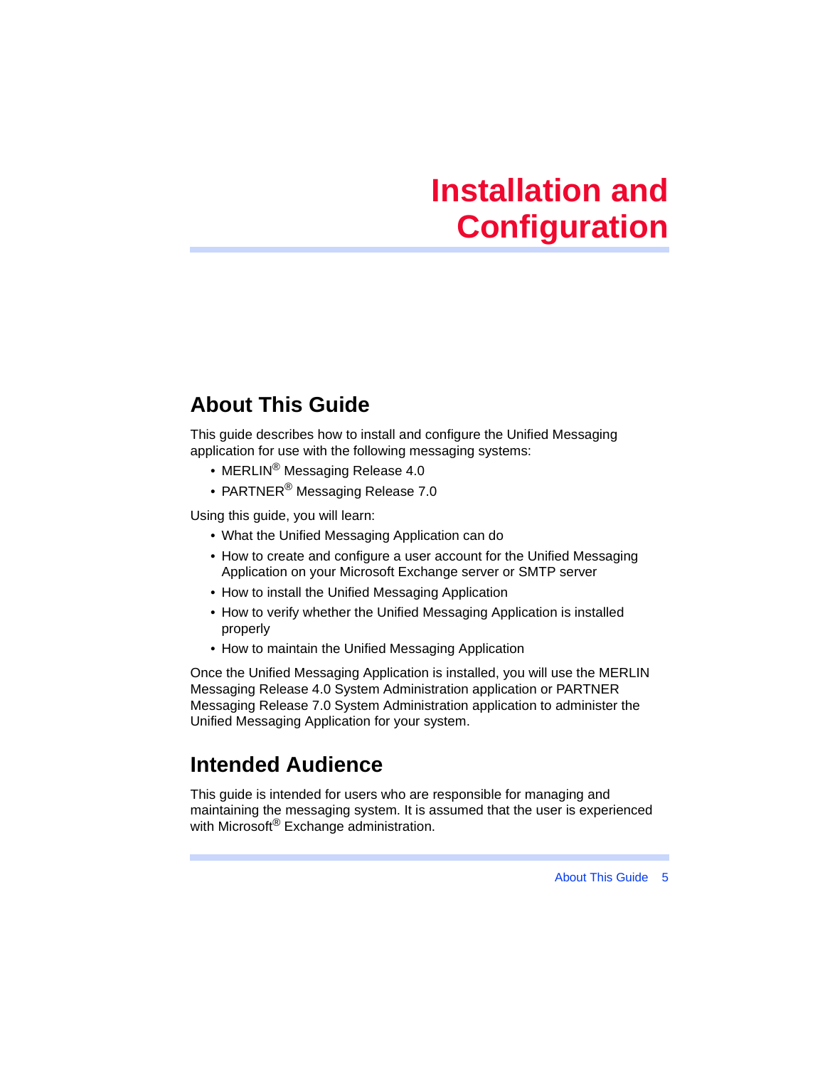# Installation and Configuration

## About This Guide

This guide describes how to install and configure the Unified Messaging application for use with the following messaging systems:

- MERLIN® Messaging Release 4.0
- PARTNER® Messaging Release 7.0

Using this guide, you will learn:

- What the Unified Messaging Application can do
- How to create and configure a user account for the Unified Messaging Application on your Microsoft Exchange server or SMTP server
- How to install the Unified Messaging Application
- How to verify whether the Unified Messaging Application is installed properly
- How to maintain the Unified Messaging Application

Once the Unified Messaging Application is installed, you will use the MERLIN Messaging Release 4.0 System Administration application or PARTNER Messaging Release 7.0 System Administration application to administer the Unified Messaging Application for your system.

## Intended Audience

This guide is intended for users who are responsible for managing and maintaining the messaging system. It is assumed that the user is experienced with Microsoft® Exchange administration.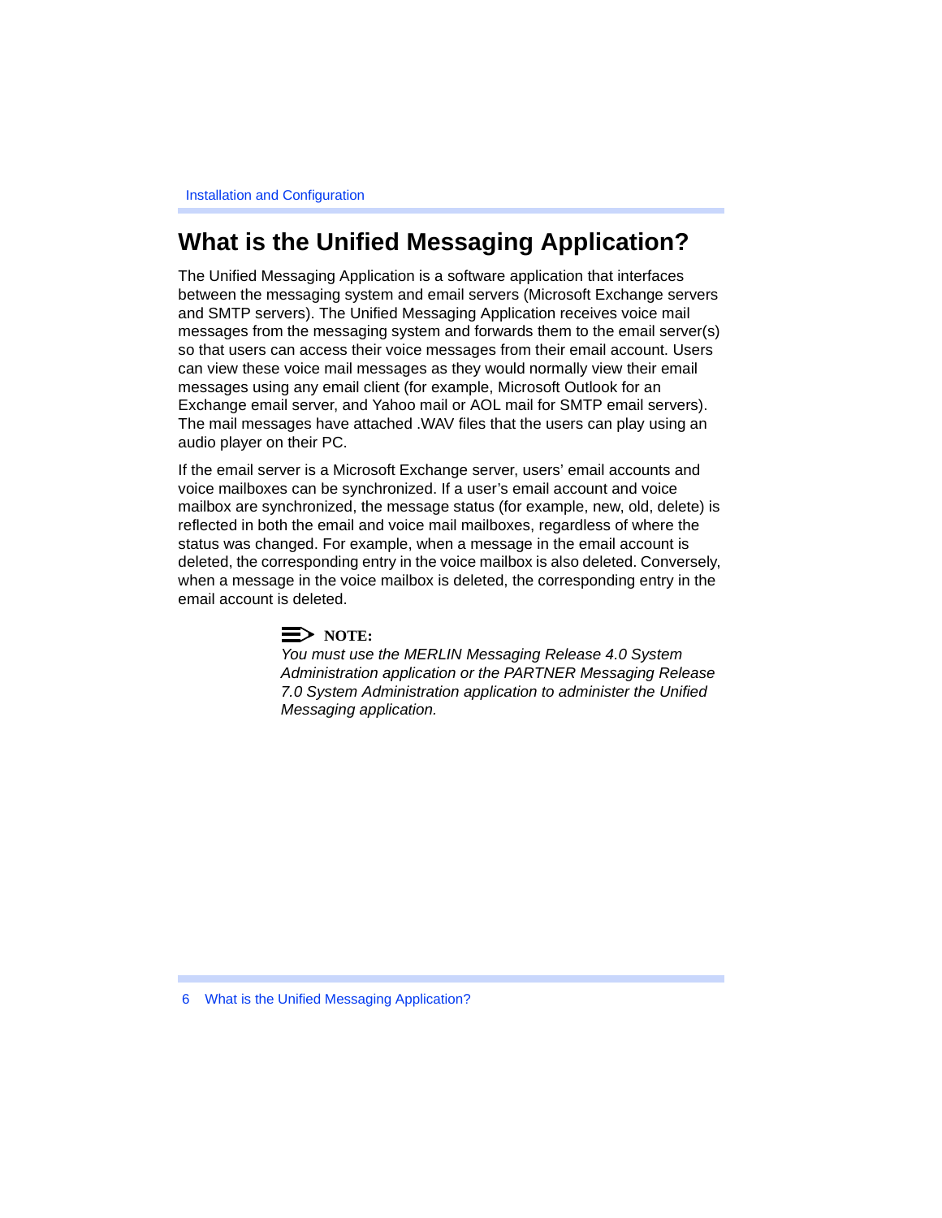# What is the Unified Messaging Application?

The Unified Messaging Application is a software application that interfaces between the messaging system and email servers (Microsoft Exchange servers and SMTP servers). The Unified Messaging Application receives voice mail messages from the messaging system and forwards them to the email server(s) so that users can access their voice messages from their email account. Users can view these voice mail messages as they would normally view their email messages using any email client (for example, Microsoft Outlook for an Exchange email server, and Yahoo mail or AOL mail for SMTP email servers). The mail messages have attached .WAV files that the users can play using an audio player on their PC.

If the email server is a Microsoft Exchange server, users' email accounts and voice mailboxes can be synchronized. If a user's email account and voice mailbox are synchronized, the message status (for example, new, old, delete) is reflected in both the email and voice mail mailboxes, regardless of where the status was changed. For example, when a message in the email account is deleted, the corresponding entry in the voice mailbox is also deleted. Conversely, when a message in the voice mailbox is deleted, the corresponding entry in the email account is deleted.

> **NOTE:**
> *You must use the MERLIN Messaging Release 4.0 System Administration application or the PARTNER Messaging Release 7.0 System Administration application to administer the Unified Messaging application.*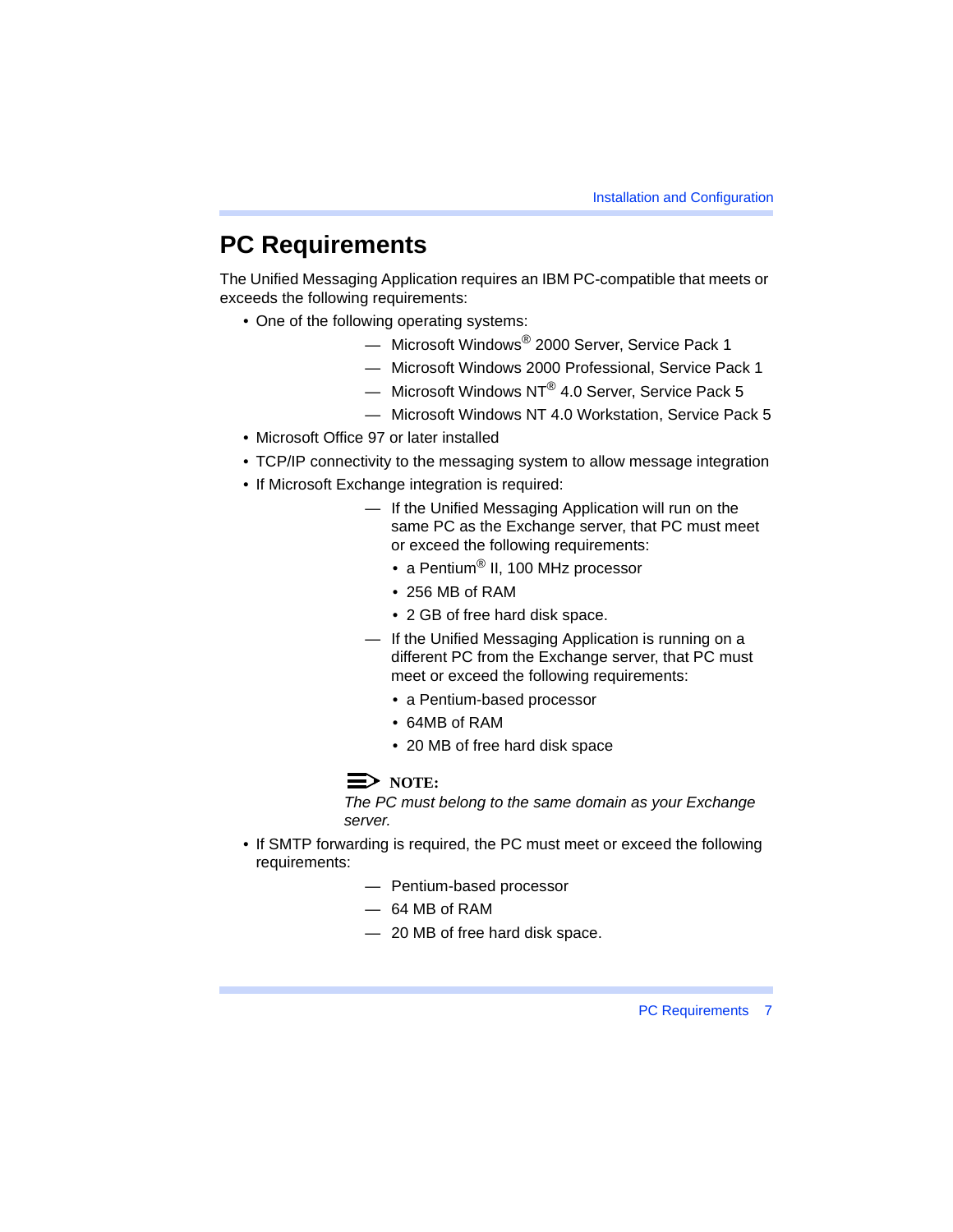# PC Requirements

The Unified Messaging Application requires an IBM PC-compatible that meets or exceeds the following requirements:

- One of the following operating systems:
  - Microsoft Windows® 2000 Server, Service Pack 1
  - Microsoft Windows 2000 Professional, Service Pack 1
  - Microsoft Windows NT® 4.0 Server, Service Pack 5
  - Microsoft Windows NT 4.0 Workstation, Service Pack 5
- Microsoft Office 97 or later installed
- TCP/IP connectivity to the messaging system to allow message integration
- If Microsoft Exchange integration is required:
  - If the Unified Messaging Application will run on the same PC as the Exchange server, that PC must meet or exceed the following requirements:
    - a Pentium® II, 100 MHz processor
    - 256 MB of RAM
    - 2 GB of free hard disk space.
  - If the Unified Messaging Application is running on a different PC from the Exchange server, that PC must meet or exceed the following requirements:
    - a Pentium-based processor
    - 64MB of RAM
    - 20 MB of free hard disk space

  **NOTE:**
  *The PC must belong to the same domain as your Exchange server.*

- If SMTP forwarding is required, the PC must meet or exceed the following requirements:
  - Pentium-based processor
  - 64 MB of RAM
  - 20 MB of free hard disk space.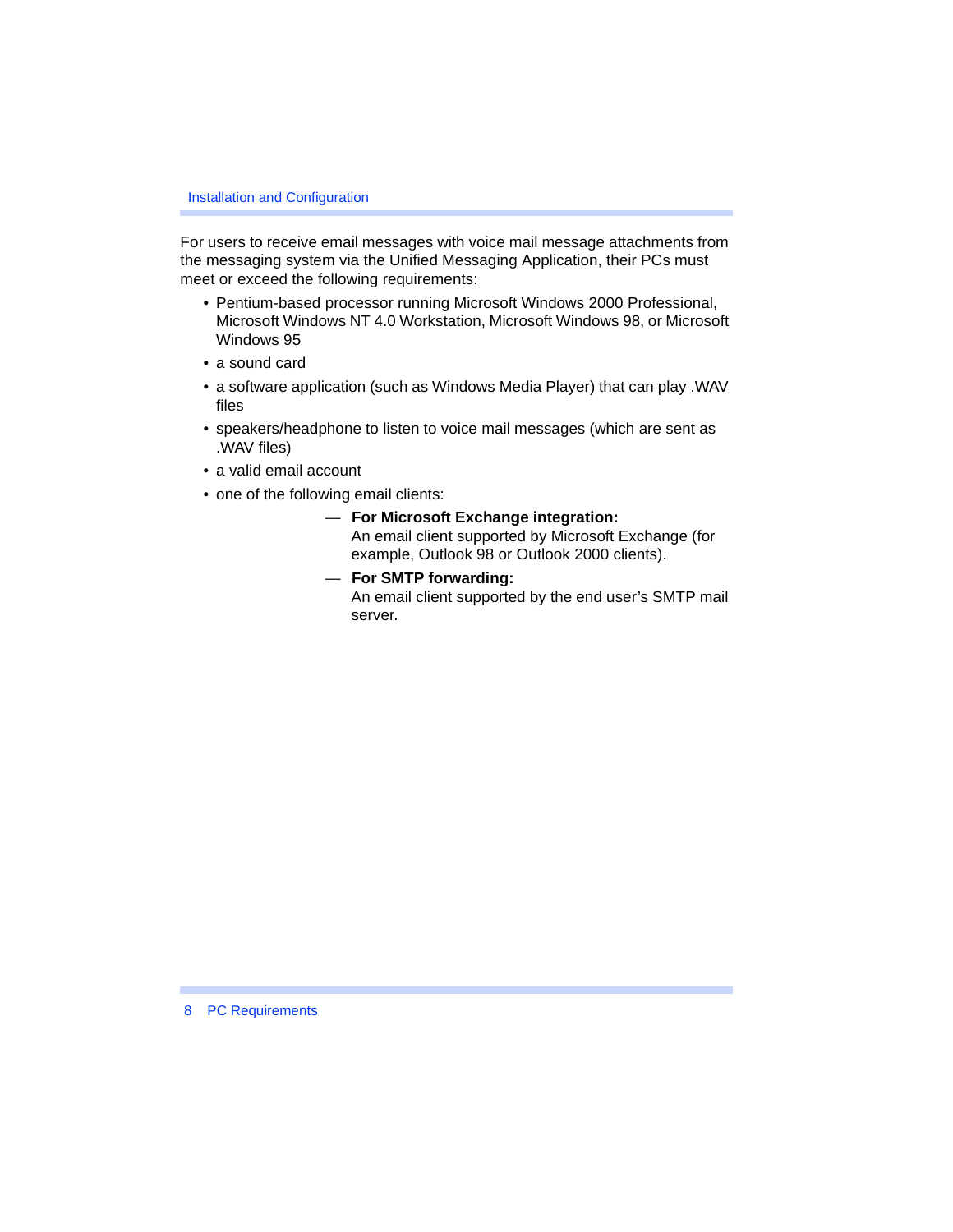For users to receive email messages with voice mail message attachments from the messaging system via the Unified Messaging Application, their PCs must meet or exceed the following requirements:

- Pentium-based processor running Microsoft Windows 2000 Professional, Microsoft Windows NT 4.0 Workstation, Microsoft Windows 98, or Microsoft Windows 95
- a sound card
- a software application (such as Windows Media Player) that can play .WAV files
- speakers/headphone to listen to voice mail messages (which are sent as .WAV files)
- a valid email account
- one of the following email clients:
  - **For Microsoft Exchange integration:** An email client supported by Microsoft Exchange (for example, Outlook 98 or Outlook 2000 clients).
  - **For SMTP forwarding:** An email client supported by the end user's SMTP mail server.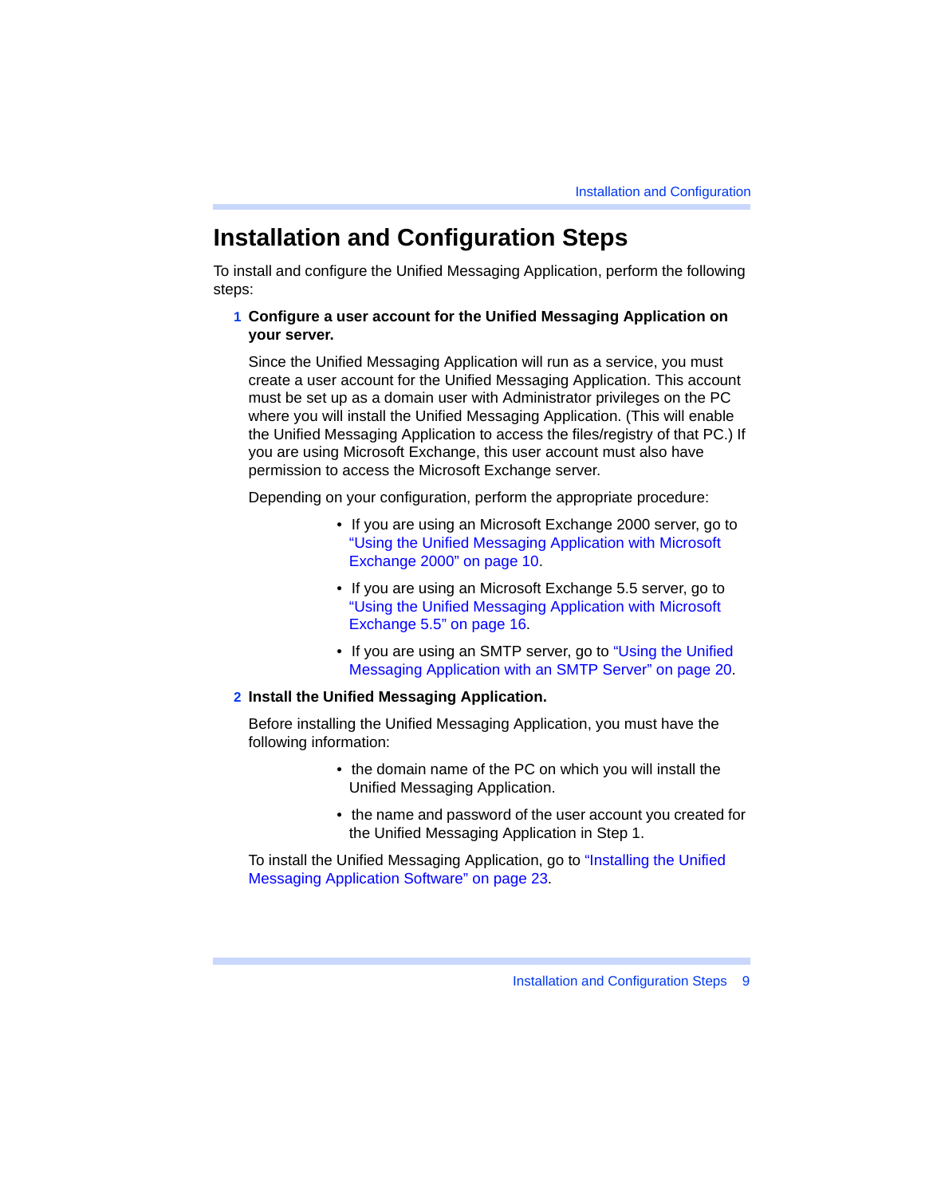# Installation and Configuration Steps

To install and configure the Unified Messaging Application, perform the following steps:

1. **Configure a user account for the Unified Messaging Application on your server.**

   Since the Unified Messaging Application will run as a service, you must create a user account for the Unified Messaging Application. This account must be set up as a domain user with Administrator privileges on the PC where you will install the Unified Messaging Application. (This will enable the Unified Messaging Application to access the files/registry of that PC.) If you are using Microsoft Exchange, this user account must also have permission to access the Microsoft Exchange server.

   Depending on your configuration, perform the appropriate procedure:

   - If you are using an Microsoft Exchange 2000 server, go to "Using the Unified Messaging Application with Microsoft Exchange 2000" on page 10.
   - If you are using an Microsoft Exchange 5.5 server, go to "Using the Unified Messaging Application with Microsoft Exchange 5.5" on page 16.
   - If you are using an SMTP server, go to "Using the Unified Messaging Application with an SMTP Server" on page 20.

2. **Install the Unified Messaging Application.**

   Before installing the Unified Messaging Application, you must have the following information:

   - the domain name of the PC on which you will install the Unified Messaging Application.
   - the name and password of the user account you created for the Unified Messaging Application in Step 1.

   To install the Unified Messaging Application, go to "Installing the Unified Messaging Application Software" on page 23.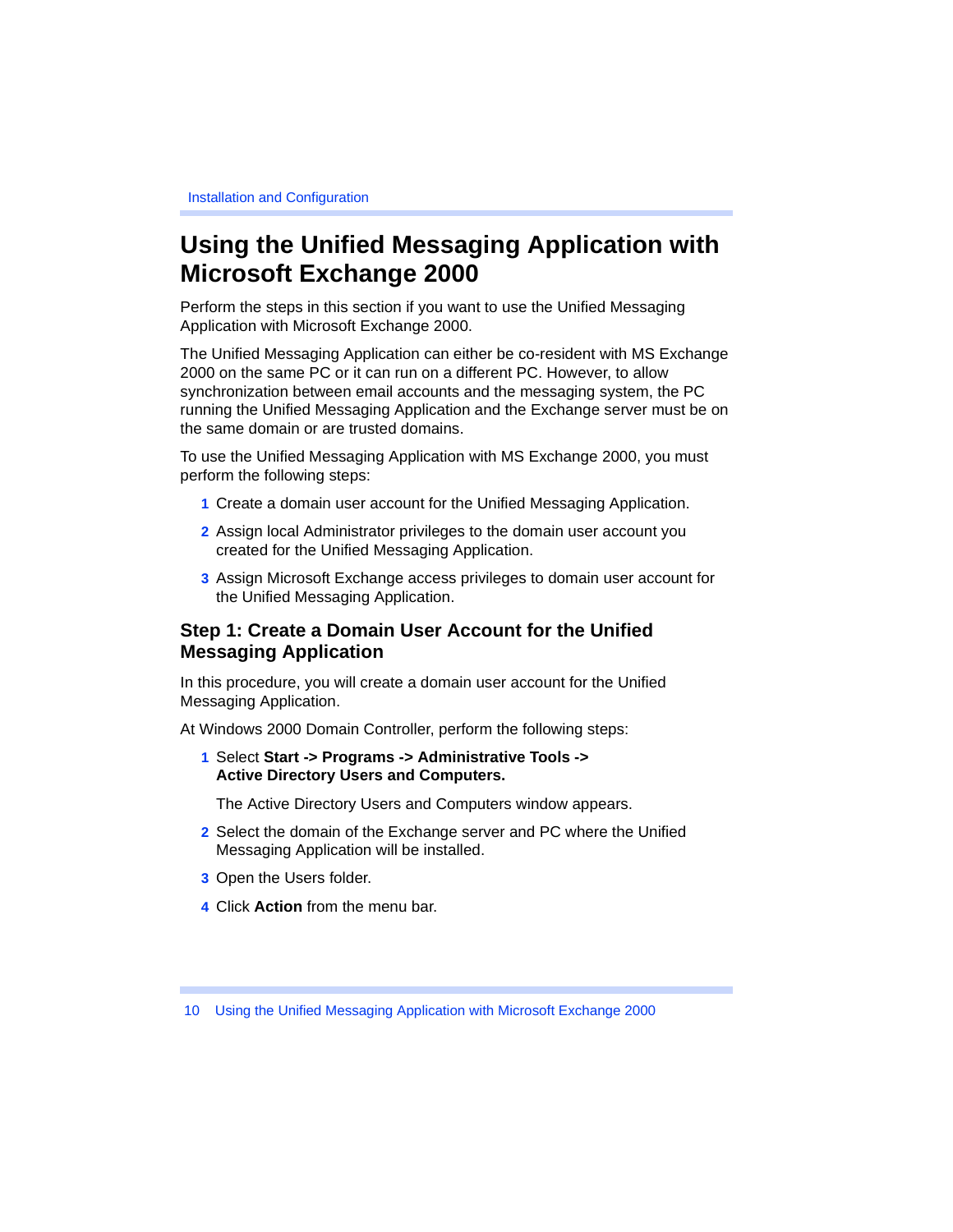# Using the Unified Messaging Application with Microsoft Exchange 2000

Perform the steps in this section if you want to use the Unified Messaging Application with Microsoft Exchange 2000.

The Unified Messaging Application can either be co-resident with MS Exchange 2000 on the same PC or it can run on a different PC. However, to allow synchronization between email accounts and the messaging system, the PC running the Unified Messaging Application and the Exchange server must be on the same domain or are trusted domains.

To use the Unified Messaging Application with MS Exchange 2000, you must perform the following steps:

1. Create a domain user account for the Unified Messaging Application.
2. Assign local Administrator privileges to the domain user account you created for the Unified Messaging Application.
3. Assign Microsoft Exchange access privileges to domain user account for the Unified Messaging Application.

## Step 1: Create a Domain User Account for the Unified Messaging Application

In this procedure, you will create a domain user account for the Unified Messaging Application.

At Windows 2000 Domain Controller, perform the following steps:

1. Select **Start -> Programs -> Administrative Tools -> Active Directory Users and Computers.**

   The Active Directory Users and Computers window appears.

2. Select the domain of the Exchange server and PC where the Unified Messaging Application will be installed.
3. Open the Users folder.
4. Click **Action** from the menu bar.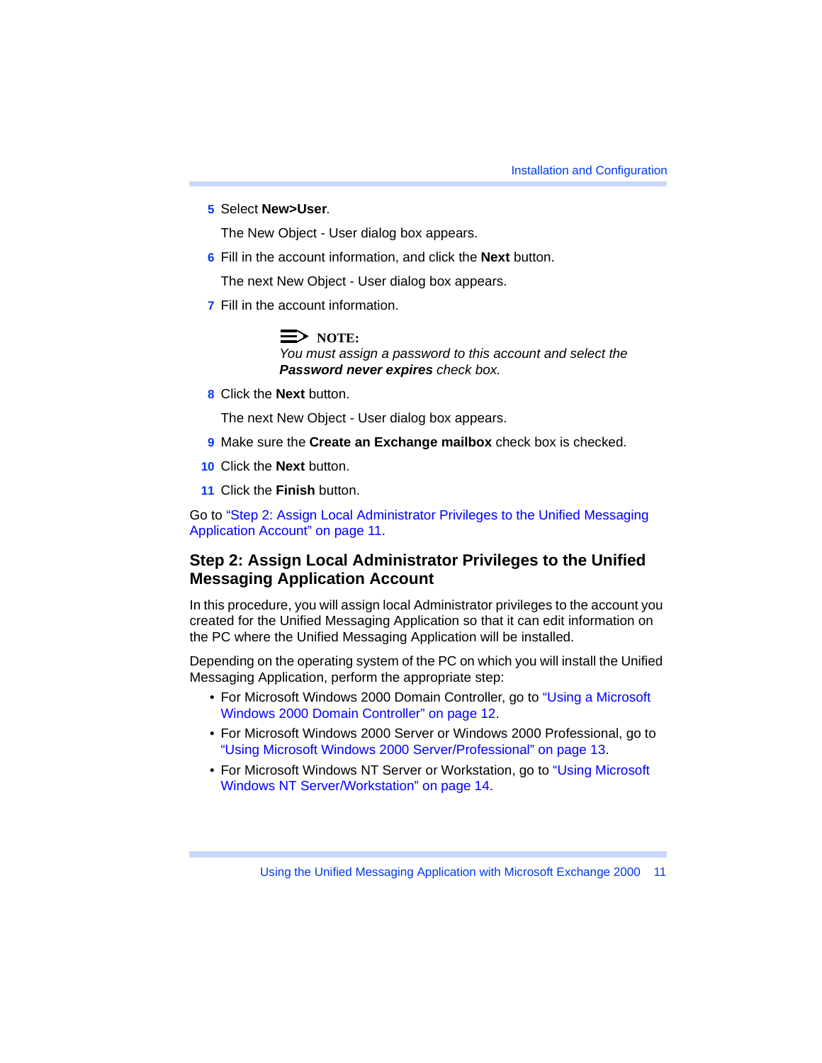5. Select **New>User**.

   The New Object - User dialog box appears.

6. Fill in the account information, and click the **Next** button.

   The next New Object - User dialog box appears.

7. Fill in the account information.

   > **NOTE:**
   > *You must assign a password to this account and select the* ***Password never expires*** *check box.*

8. Click the **Next** button.

   The next New Object - User dialog box appears.

9. Make sure the **Create an Exchange mailbox** check box is checked.

10. Click the **Next** button.

11. Click the **Finish** button.

Go to "Step 2: Assign Local Administrator Privileges to the Unified Messaging Application Account" on page 11.

## Step 2: Assign Local Administrator Privileges to the Unified Messaging Application Account

In this procedure, you will assign local Administrator privileges to the account you created for the Unified Messaging Application so that it can edit information on the PC where the Unified Messaging Application will be installed.

Depending on the operating system of the PC on which you will install the Unified Messaging Application, perform the appropriate step:

- For Microsoft Windows 2000 Domain Controller, go to "Using a Microsoft Windows 2000 Domain Controller" on page 12.
- For Microsoft Windows 2000 Server or Windows 2000 Professional, go to "Using Microsoft Windows 2000 Server/Professional" on page 13.
- For Microsoft Windows NT Server or Workstation, go to "Using Microsoft Windows NT Server/Workstation" on page 14.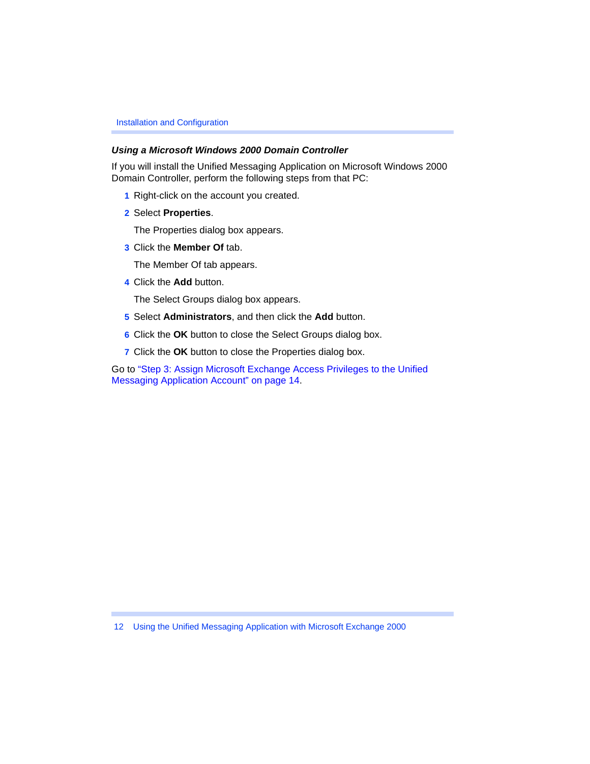### *Using a Microsoft Windows 2000 Domain Controller*

If you will install the Unified Messaging Application on Microsoft Windows 2000 Domain Controller, perform the following steps from that PC:

1. Right-click on the account you created.
2. Select **Properties**.

   The Properties dialog box appears.
3. Click the **Member Of** tab.

   The Member Of tab appears.
4. Click the **Add** button.

   The Select Groups dialog box appears.
5. Select **Administrators**, and then click the **Add** button.
6. Click the **OK** button to close the Select Groups dialog box.
7. Click the **OK** button to close the Properties dialog box.

Go to "Step 3: Assign Microsoft Exchange Access Privileges to the Unified Messaging Application Account" on page 14.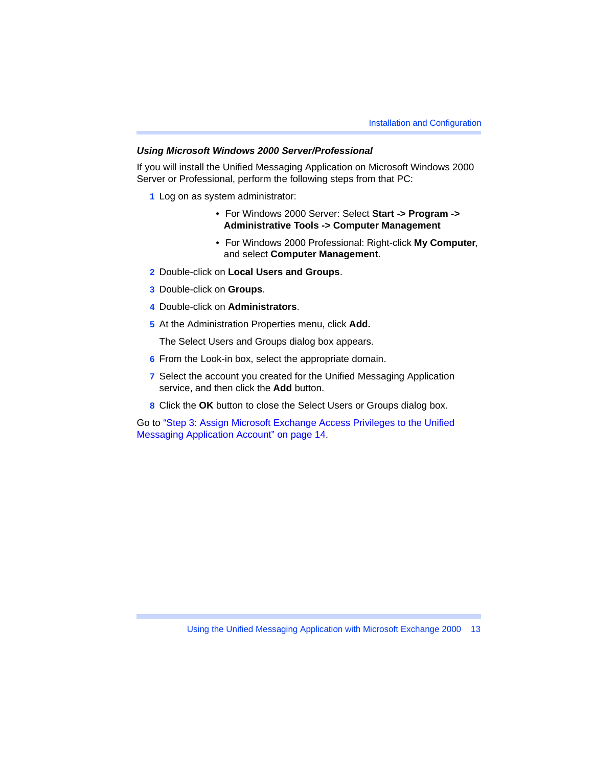### *Using Microsoft Windows 2000 Server/Professional*

If you will install the Unified Messaging Application on Microsoft Windows 2000 Server or Professional, perform the following steps from that PC:

1. Log on as system administrator:
   - For Windows 2000 Server: Select **Start -> Program -> Administrative Tools -> Computer Management**
   - For Windows 2000 Professional: Right-click **My Computer**, and select **Computer Management**.
2. Double-click on **Local Users and Groups**.
3. Double-click on **Groups**.
4. Double-click on **Administrators**.
5. At the Administration Properties menu, click **Add.**

   The Select Users and Groups dialog box appears.
6. From the Look-in box, select the appropriate domain.
7. Select the account you created for the Unified Messaging Application service, and then click the **Add** button.
8. Click the **OK** button to close the Select Users or Groups dialog box.

Go to "Step 3: Assign Microsoft Exchange Access Privileges to the Unified Messaging Application Account" on page 14.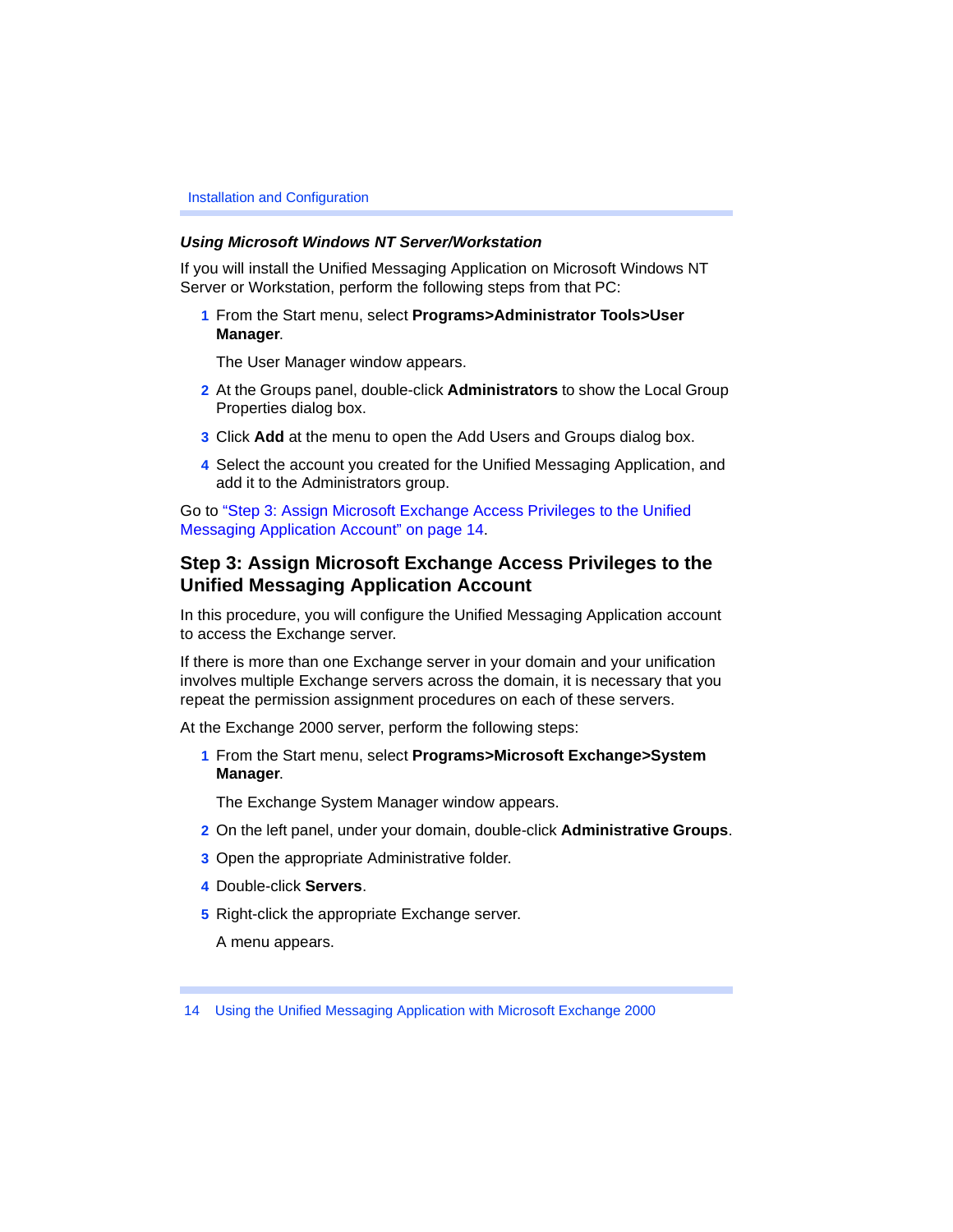### *Using Microsoft Windows NT Server/Workstation*

If you will install the Unified Messaging Application on Microsoft Windows NT Server or Workstation, perform the following steps from that PC:

1. From the Start menu, select **Programs>Administrator Tools>User Manager**.

   The User Manager window appears.

2. At the Groups panel, double-click **Administrators** to show the Local Group Properties dialog box.
3. Click **Add** at the menu to open the Add Users and Groups dialog box.
4. Select the account you created for the Unified Messaging Application, and add it to the Administrators group.

Go to "Step 3: Assign Microsoft Exchange Access Privileges to the Unified Messaging Application Account" on page 14.

## Step 3: Assign Microsoft Exchange Access Privileges to the Unified Messaging Application Account

In this procedure, you will configure the Unified Messaging Application account to access the Exchange server.

If there is more than one Exchange server in your domain and your unification involves multiple Exchange servers across the domain, it is necessary that you repeat the permission assignment procedures on each of these servers.

At the Exchange 2000 server, perform the following steps:

1. From the Start menu, select **Programs>Microsoft Exchange>System Manager**.

   The Exchange System Manager window appears.

2. On the left panel, under your domain, double-click **Administrative Groups**.
3. Open the appropriate Administrative folder.
4. Double-click **Servers**.
5. Right-click the appropriate Exchange server.

   A menu appears.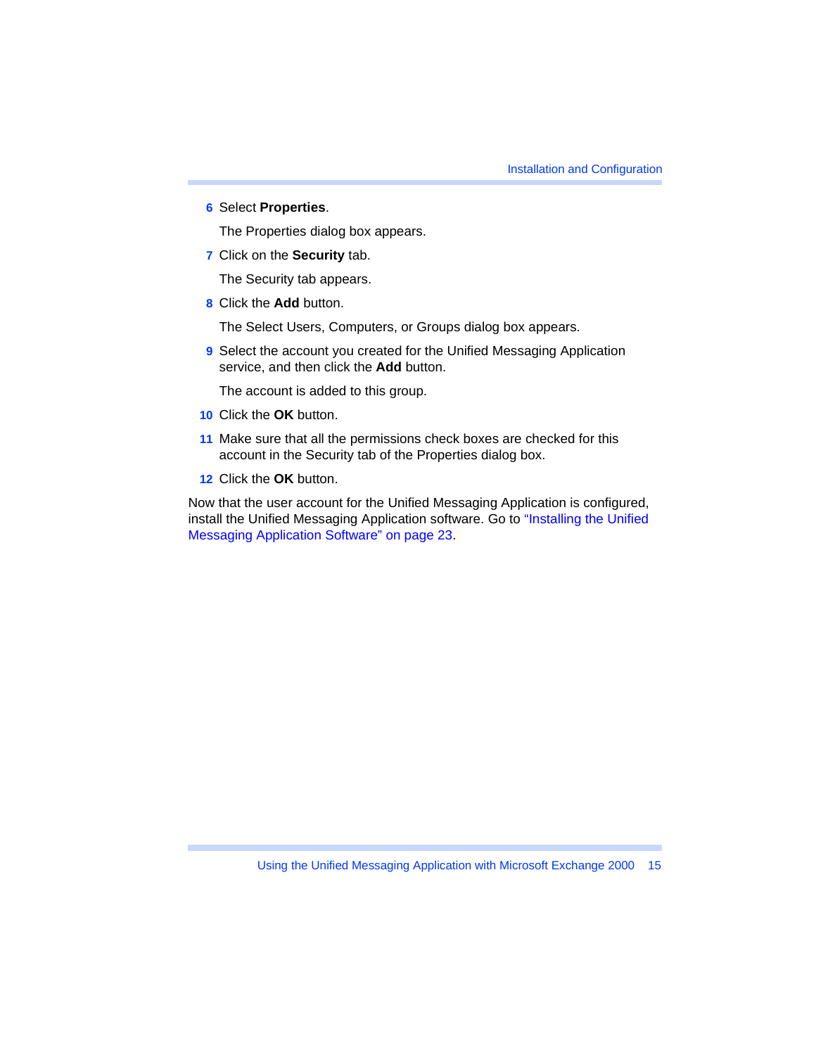6. Select **Properties**.

   The Properties dialog box appears.

7. Click on the **Security** tab.

   The Security tab appears.

8. Click the **Add** button.

   The Select Users, Computers, or Groups dialog box appears.

9. Select the account you created for the Unified Messaging Application service, and then click the **Add** button.

   The account is added to this group.

10. Click the **OK** button.

11. Make sure that all the permissions check boxes are checked for this account in the Security tab of the Properties dialog box.

12. Click the **OK** button.

Now that the user account for the Unified Messaging Application is configured, install the Unified Messaging Application software. Go to "Installing the Unified Messaging Application Software" on page 23.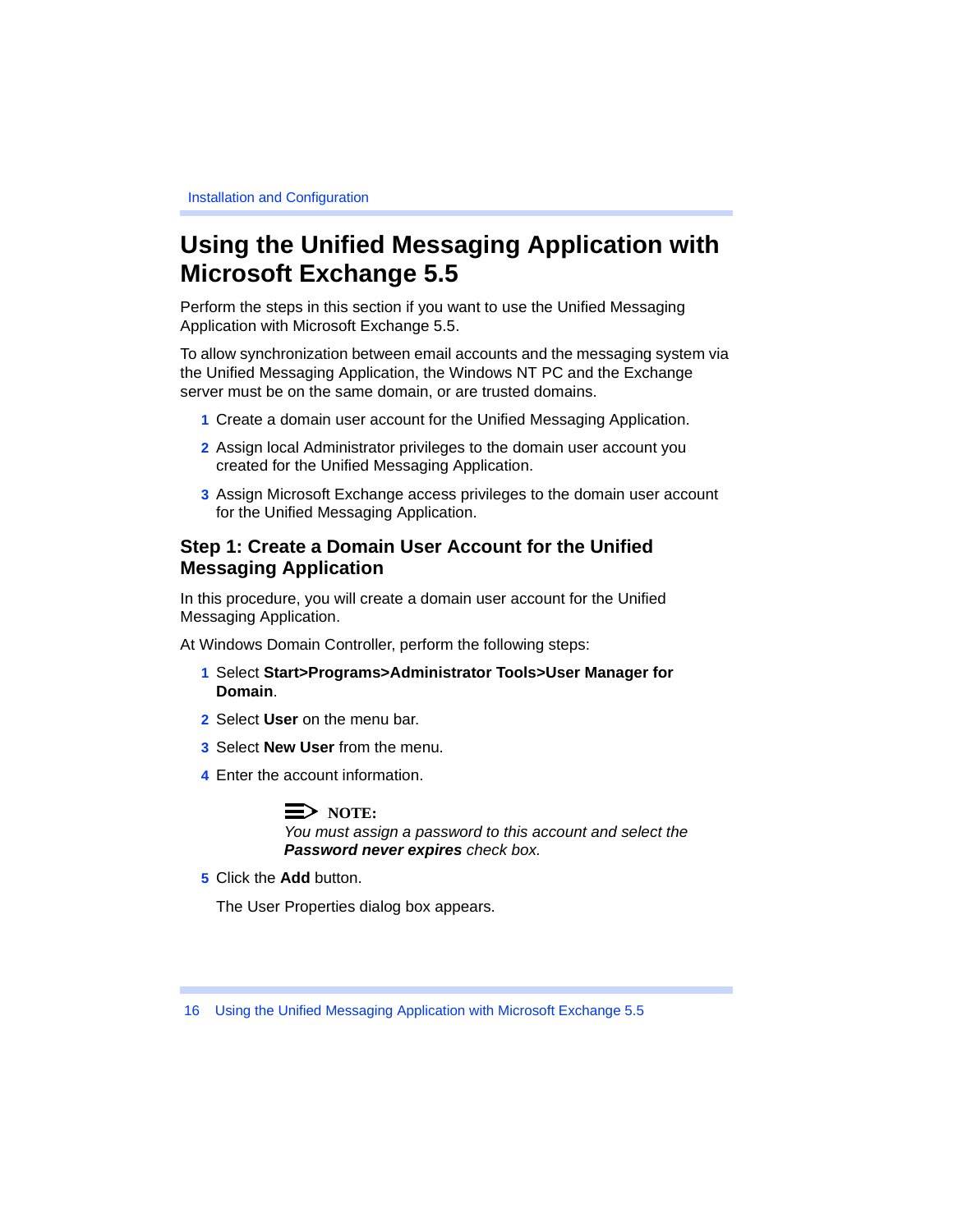## Using the Unified Messaging Application with Microsoft Exchange 5.5

Perform the steps in this section if you want to use the Unified Messaging Application with Microsoft Exchange 5.5.

To allow synchronization between email accounts and the messaging system via the Unified Messaging Application, the Windows NT PC and the Exchange server must be on the same domain, or are trusted domains.

1. Create a domain user account for the Unified Messaging Application.
2. Assign local Administrator privileges to the domain user account you created for the Unified Messaging Application.
3. Assign Microsoft Exchange access privileges to the domain user account for the Unified Messaging Application.

### Step 1: Create a Domain User Account for the Unified Messaging Application

In this procedure, you will create a domain user account for the Unified Messaging Application.

At Windows Domain Controller, perform the following steps:

1. Select **Start>Programs>Administrator Tools>User Manager for Domain**.
2. Select **User** on the menu bar.
3. Select **New User** from the menu.
4. Enter the account information.

   **NOTE:**
   *You must assign a password to this account and select the **Password never expires** check box.*

5. Click the **Add** button.

   The User Properties dialog box appears.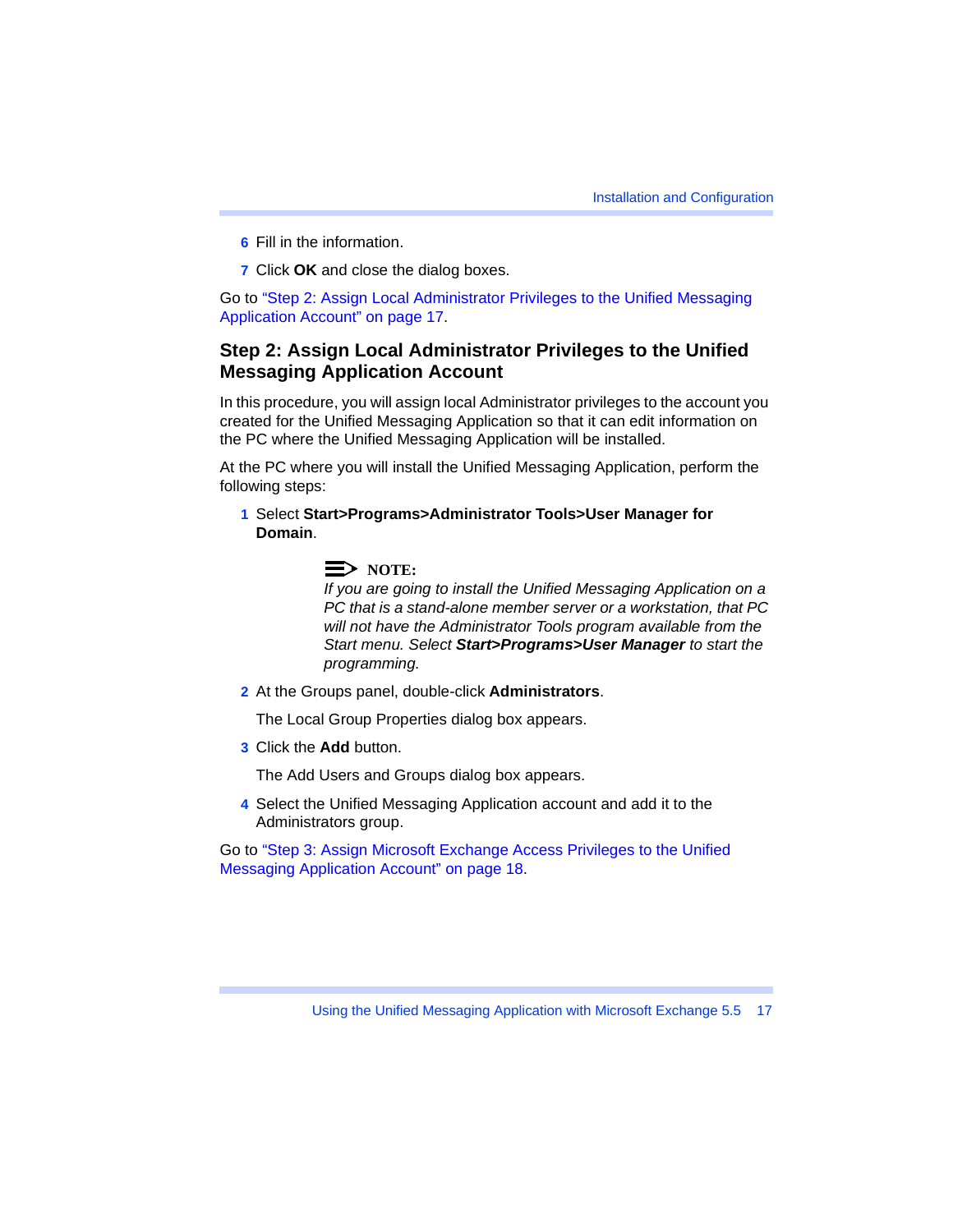6. Fill in the information.
7. Click **OK** and close the dialog boxes.

Go to "Step 2: Assign Local Administrator Privileges to the Unified Messaging Application Account" on page 17.

## Step 2: Assign Local Administrator Privileges to the Unified Messaging Application Account

In this procedure, you will assign local Administrator privileges to the account you created for the Unified Messaging Application so that it can edit information on the PC where the Unified Messaging Application will be installed.

At the PC where you will install the Unified Messaging Application, perform the following steps:

1. Select **Start>Programs>Administrator Tools>User Manager for Domain**.

   > **NOTE:**
   > *If you are going to install the Unified Messaging Application on a PC that is a stand-alone member server or a workstation, that PC will not have the Administrator Tools program available from the Start menu. Select* ***Start>Programs>User Manager*** *to start the programming.*

2. At the Groups panel, double-click **Administrators**.

   The Local Group Properties dialog box appears.

3. Click the **Add** button.

   The Add Users and Groups dialog box appears.

4. Select the Unified Messaging Application account and add it to the Administrators group.

Go to "Step 3: Assign Microsoft Exchange Access Privileges to the Unified Messaging Application Account" on page 18.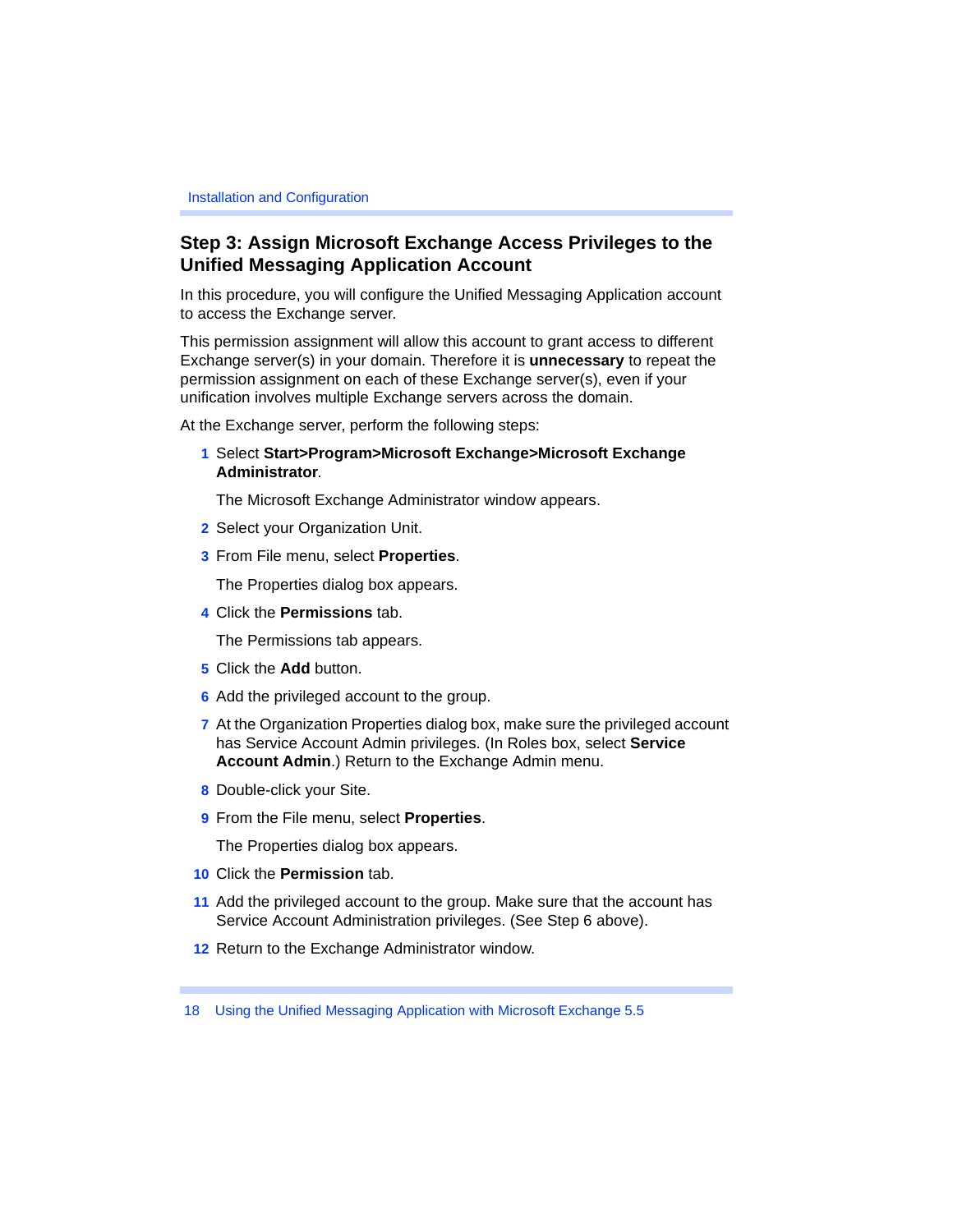## Step 3: Assign Microsoft Exchange Access Privileges to the Unified Messaging Application Account

In this procedure, you will configure the Unified Messaging Application account to access the Exchange server.

This permission assignment will allow this account to grant access to different Exchange server(s) in your domain. Therefore it is **unnecessary** to repeat the permission assignment on each of these Exchange server(s), even if your unification involves multiple Exchange servers across the domain.

At the Exchange server, perform the following steps:

1. Select **Start>Program>Microsoft Exchange>Microsoft Exchange Administrator**.

   The Microsoft Exchange Administrator window appears.

2. Select your Organization Unit.
3. From File menu, select **Properties**.

   The Properties dialog box appears.

4. Click the **Permissions** tab.

   The Permissions tab appears.

5. Click the **Add** button.
6. Add the privileged account to the group.
7. At the Organization Properties dialog box, make sure the privileged account has Service Account Admin privileges. (In Roles box, select **Service Account Admin**.) Return to the Exchange Admin menu.
8. Double-click your Site.
9. From the File menu, select **Properties**.

   The Properties dialog box appears.

10. Click the **Permission** tab.
11. Add the privileged account to the group. Make sure that the account has Service Account Administration privileges. (See Step 6 above).
12. Return to the Exchange Administrator window.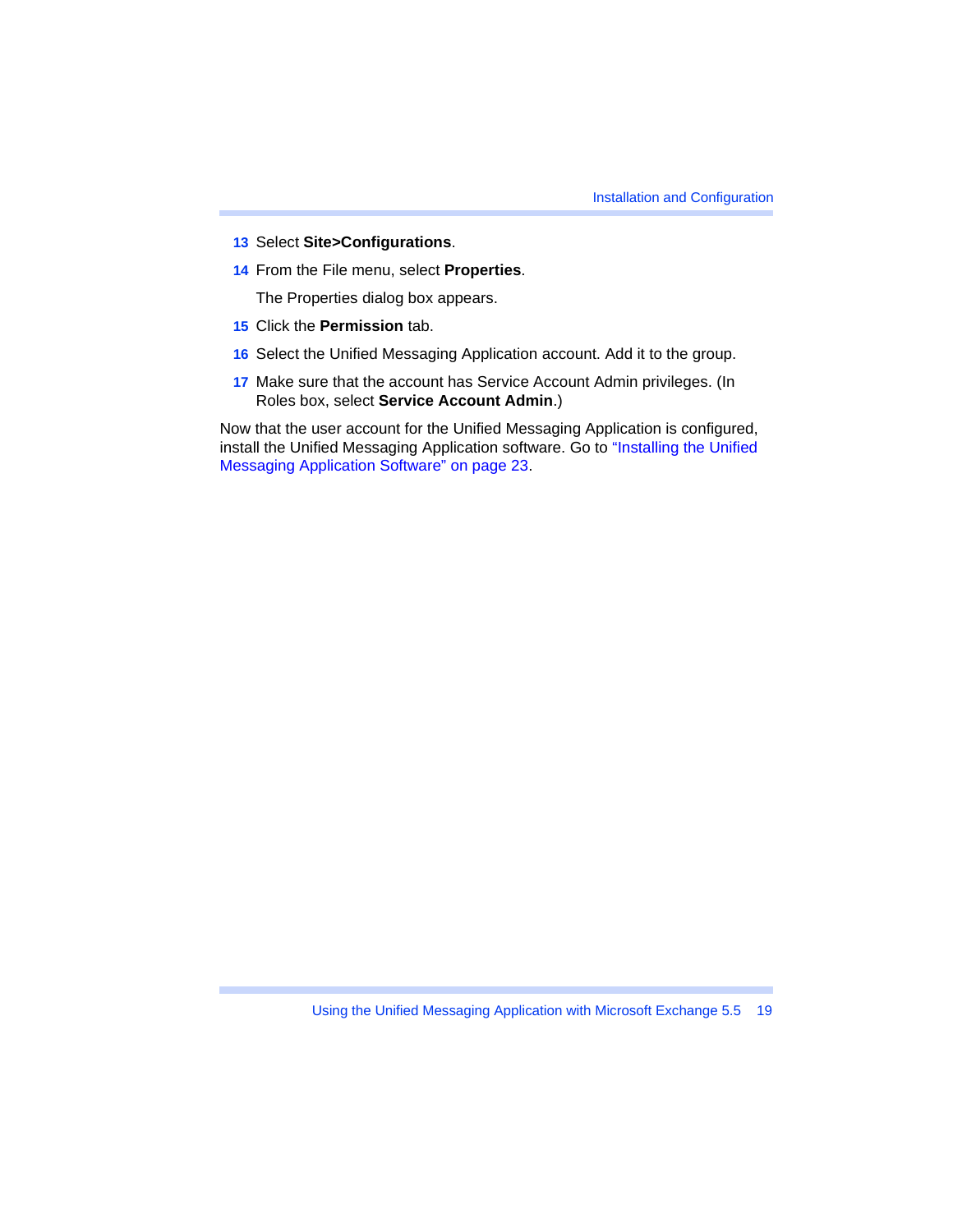13. Select **Site>Configurations**.
14. From the File menu, select **Properties**.

    The Properties dialog box appears.
15. Click the **Permission** tab.
16. Select the Unified Messaging Application account. Add it to the group.
17. Make sure that the account has Service Account Admin privileges. (In Roles box, select **Service Account Admin**.)

Now that the user account for the Unified Messaging Application is configured, install the Unified Messaging Application software. Go to "Installing the Unified Messaging Application Software" on page 23.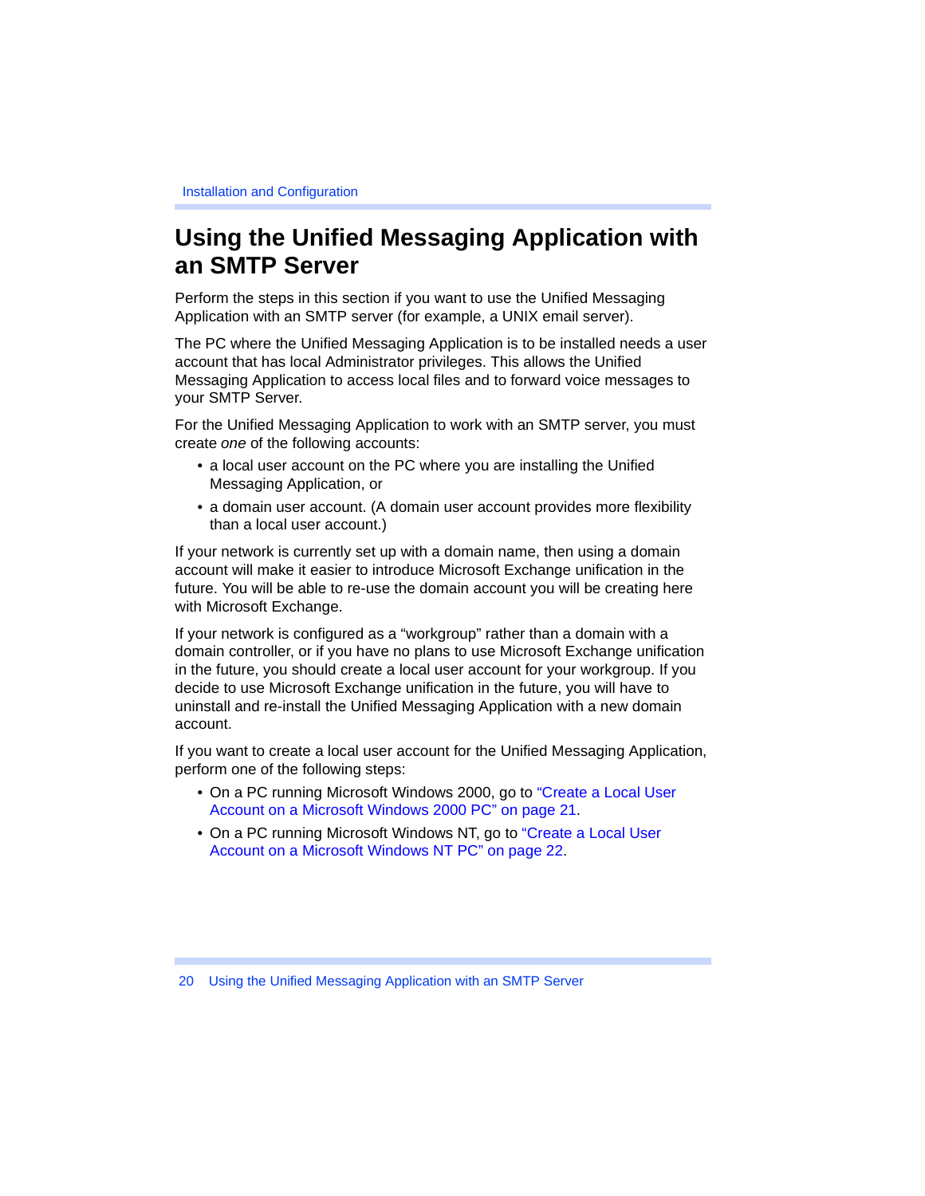# Using the Unified Messaging Application with an SMTP Server

Perform the steps in this section if you want to use the Unified Messaging Application with an SMTP server (for example, a UNIX email server).

The PC where the Unified Messaging Application is to be installed needs a user account that has local Administrator privileges. This allows the Unified Messaging Application to access local files and to forward voice messages to your SMTP Server.

For the Unified Messaging Application to work with an SMTP server, you must create *one* of the following accounts:

- a local user account on the PC where you are installing the Unified Messaging Application, or
- a domain user account. (A domain user account provides more flexibility than a local user account.)

If your network is currently set up with a domain name, then using a domain account will make it easier to introduce Microsoft Exchange unification in the future. You will be able to re-use the domain account you will be creating here with Microsoft Exchange.

If your network is configured as a “workgroup” rather than a domain with a domain controller, or if you have no plans to use Microsoft Exchange unification in the future, you should create a local user account for your workgroup. If you decide to use Microsoft Exchange unification in the future, you will have to uninstall and re-install the Unified Messaging Application with a new domain account.

If you want to create a local user account for the Unified Messaging Application, perform one of the following steps:

- On a PC running Microsoft Windows 2000, go to “Create a Local User Account on a Microsoft Windows 2000 PC” on page 21.
- On a PC running Microsoft Windows NT, go to “Create a Local User Account on a Microsoft Windows NT PC” on page 22.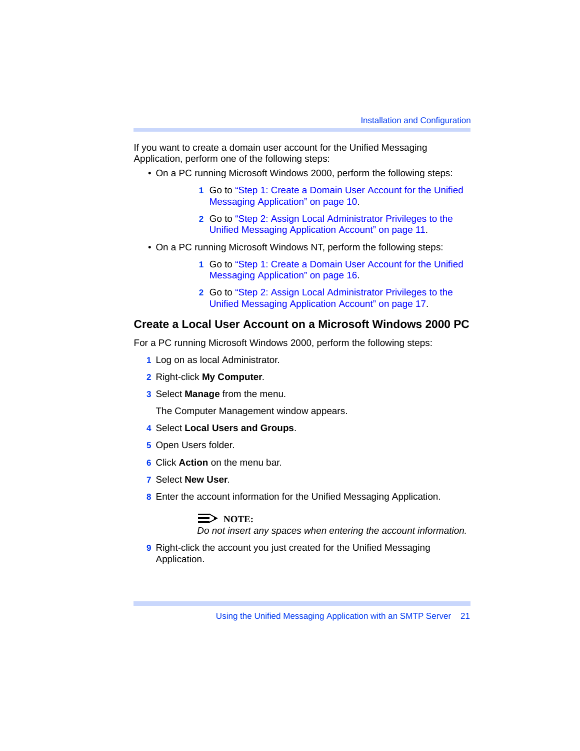If you want to create a domain user account for the Unified Messaging Application, perform one of the following steps:

- On a PC running Microsoft Windows 2000, perform the following steps:
  1. Go to "Step 1: Create a Domain User Account for the Unified Messaging Application" on page 10.
  2. Go to "Step 2: Assign Local Administrator Privileges to the Unified Messaging Application Account" on page 11.
- On a PC running Microsoft Windows NT, perform the following steps:
  1. Go to "Step 1: Create a Domain User Account for the Unified Messaging Application" on page 16.
  2. Go to "Step 2: Assign Local Administrator Privileges to the Unified Messaging Application Account" on page 17.

## Create a Local User Account on a Microsoft Windows 2000 PC

For a PC running Microsoft Windows 2000, perform the following steps:

1. Log on as local Administrator.
2. Right-click **My Computer**.
3. Select **Manage** from the menu.

   The Computer Management window appears.
4. Select **Local Users and Groups**.
5. Open Users folder.
6. Click **Action** on the menu bar.
7. Select **New User**.
8. Enter the account information for the Unified Messaging Application.

   **NOTE:**
   *Do not insert any spaces when entering the account information.*
9. Right-click the account you just created for the Unified Messaging Application.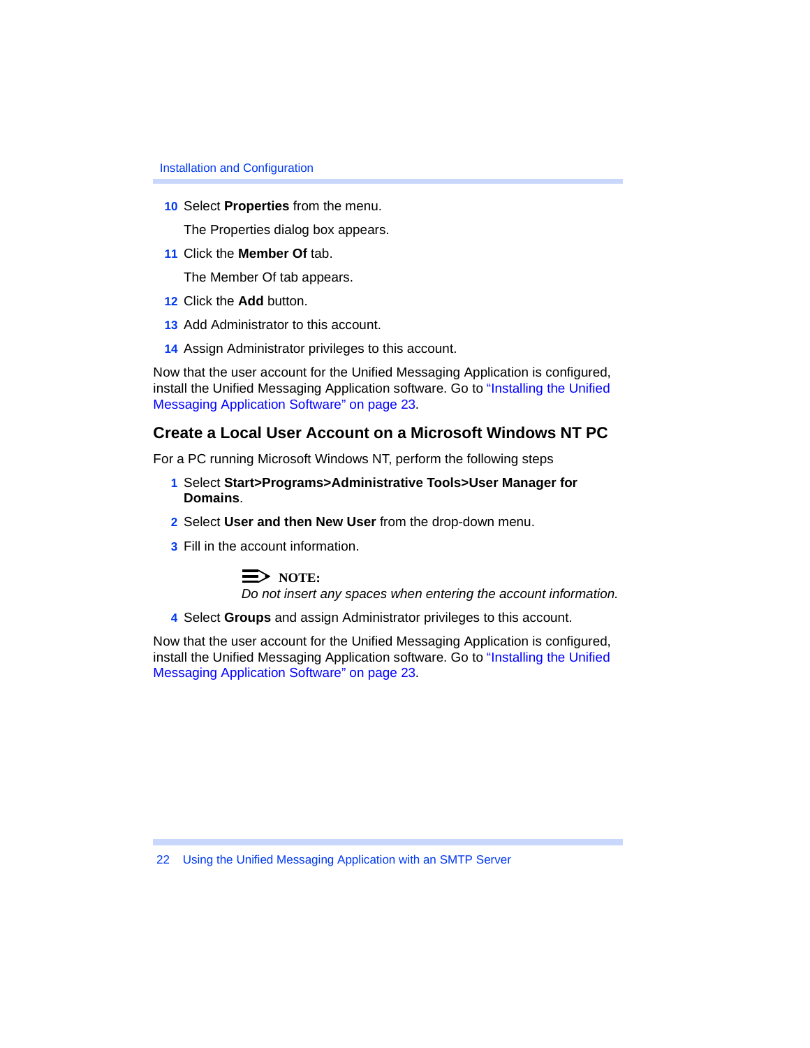10. Select **Properties** from the menu.

    The Properties dialog box appears.

11. Click the **Member Of** tab.

    The Member Of tab appears.

12. Click the **Add** button.
13. Add Administrator to this account.
14. Assign Administrator privileges to this account.

Now that the user account for the Unified Messaging Application is configured, install the Unified Messaging Application software. Go to "Installing the Unified Messaging Application Software" on page 23.

## Create a Local User Account on a Microsoft Windows NT PC

For a PC running Microsoft Windows NT, perform the following steps

1. Select **Start>Programs>Administrative Tools>User Manager for Domains**.
2. Select **User and then New User** from the drop-down menu.
3. Fill in the account information.

   **NOTE:**
   *Do not insert any spaces when entering the account information.*

4. Select **Groups** and assign Administrator privileges to this account.

Now that the user account for the Unified Messaging Application is configured, install the Unified Messaging Application software. Go to "Installing the Unified Messaging Application Software" on page 23.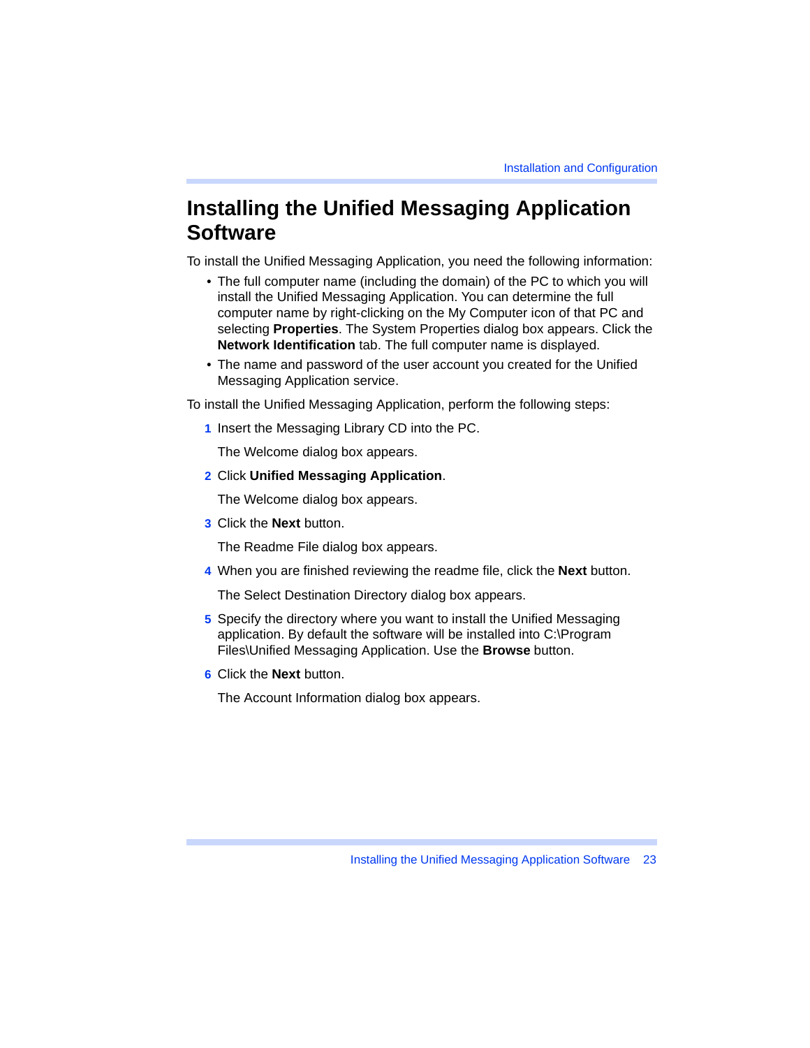# Installing the Unified Messaging Application Software

To install the Unified Messaging Application, you need the following information:

- The full computer name (including the domain) of the PC to which you will install the Unified Messaging Application. You can determine the full computer name by right-clicking on the My Computer icon of that PC and selecting **Properties**. The System Properties dialog box appears. Click the **Network Identification** tab. The full computer name is displayed.
- The name and password of the user account you created for the Unified Messaging Application service.

To install the Unified Messaging Application, perform the following steps:

1. Insert the Messaging Library CD into the PC.

   The Welcome dialog box appears.

2. Click **Unified Messaging Application**.

   The Welcome dialog box appears.

3. Click the **Next** button.

   The Readme File dialog box appears.

4. When you are finished reviewing the readme file, click the **Next** button.

   The Select Destination Directory dialog box appears.

5. Specify the directory where you want to install the Unified Messaging application. By default the software will be installed into C:\Program Files\Unified Messaging Application. Use the **Browse** button.

6. Click the **Next** button.

   The Account Information dialog box appears.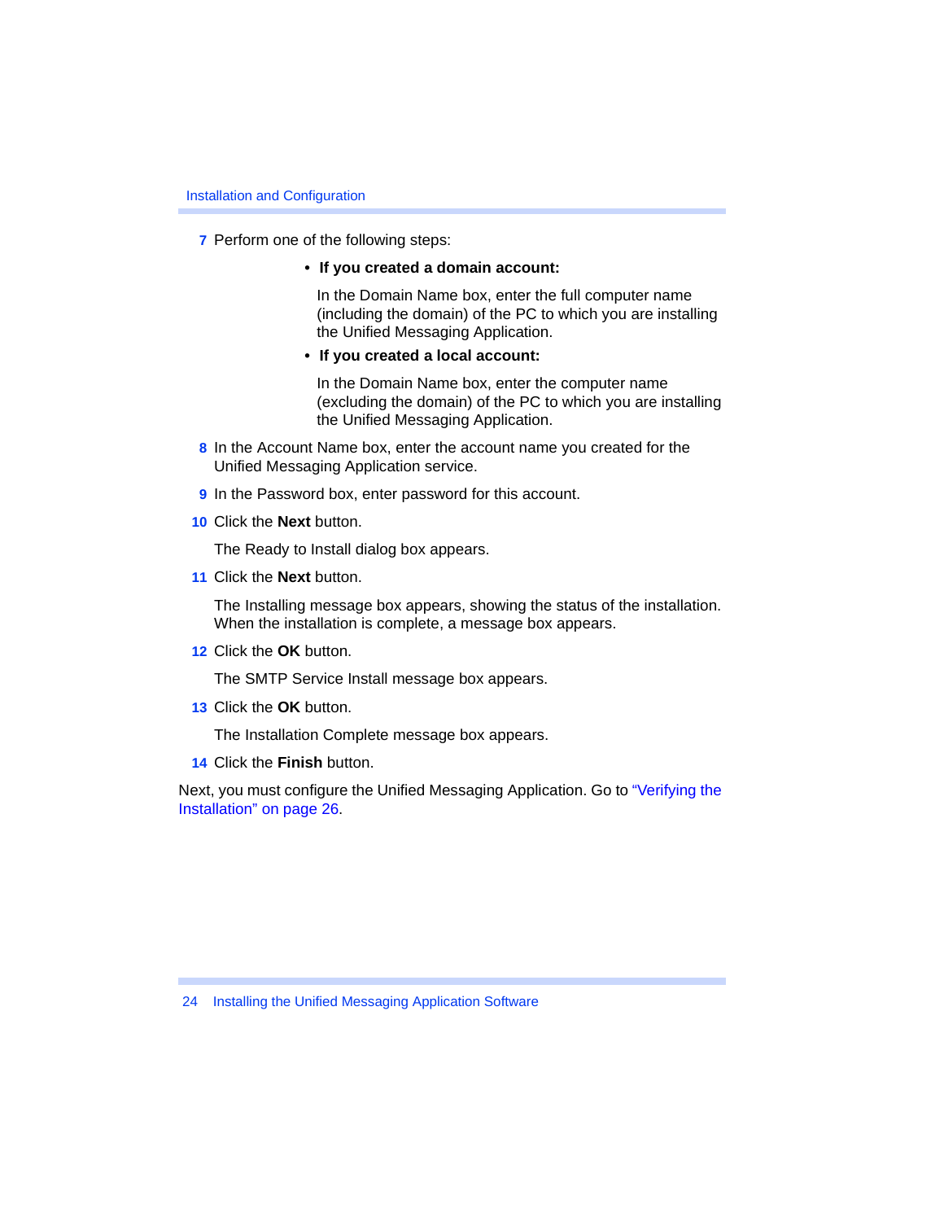7. Perform one of the following steps:

   - **If you created a domain account:**

     In the Domain Name box, enter the full computer name (including the domain) of the PC to which you are installing the Unified Messaging Application.

   - **If you created a local account:**

     In the Domain Name box, enter the computer name (excluding the domain) of the PC to which you are installing the Unified Messaging Application.

8. In the Account Name box, enter the account name you created for the Unified Messaging Application service.

9. In the Password box, enter password for this account.

10. Click the **Next** button.

    The Ready to Install dialog box appears.

11. Click the **Next** button.

    The Installing message box appears, showing the status of the installation. When the installation is complete, a message box appears.

12. Click the **OK** button.

    The SMTP Service Install message box appears.

13. Click the **OK** button.

    The Installation Complete message box appears.

14. Click the **Finish** button.

Next, you must configure the Unified Messaging Application. Go to "Verifying the Installation" on page 26.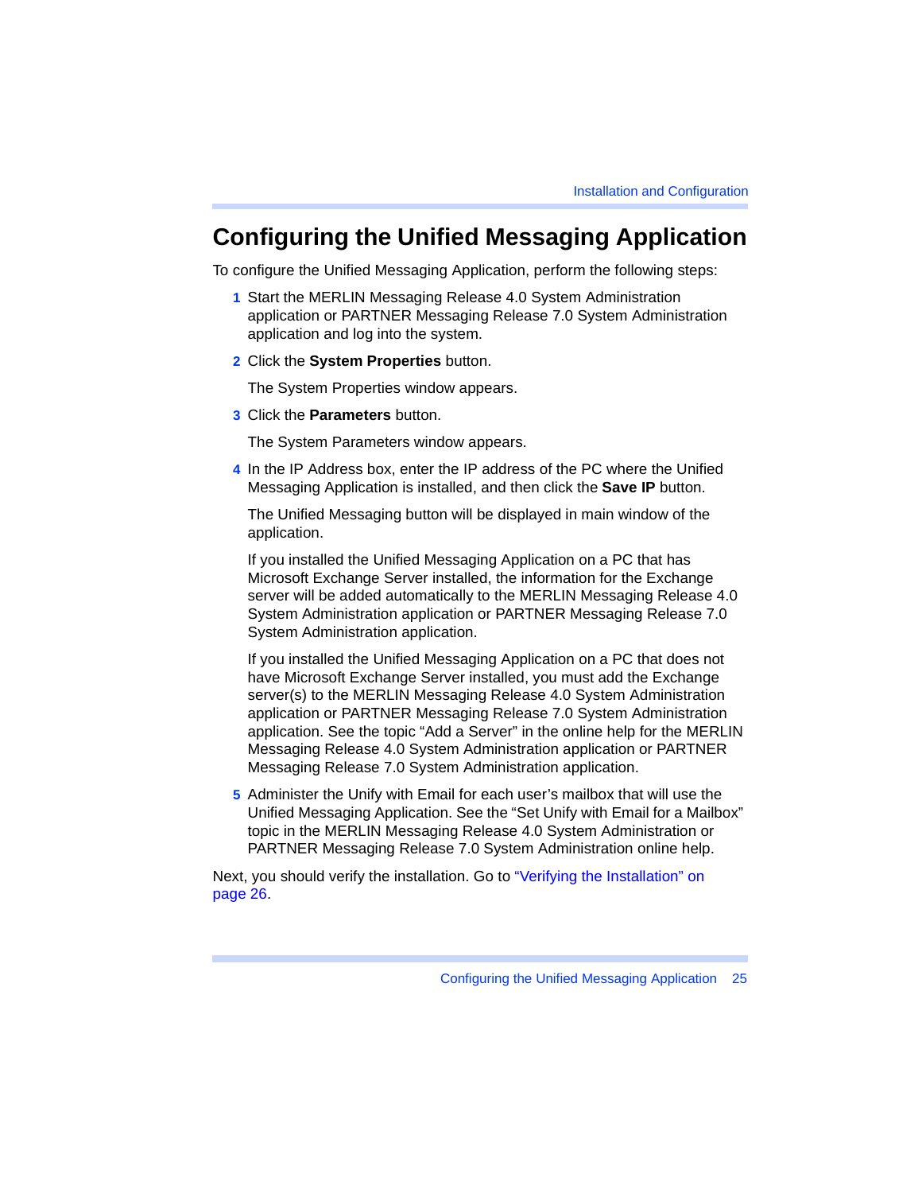# Configuring the Unified Messaging Application

To configure the Unified Messaging Application, perform the following steps:

1. Start the MERLIN Messaging Release 4.0 System Administration application or PARTNER Messaging Release 7.0 System Administration application and log into the system.
2. Click the **System Properties** button.

   The System Properties window appears.
3. Click the **Parameters** button.

   The System Parameters window appears.
4. In the IP Address box, enter the IP address of the PC where the Unified Messaging Application is installed, and then click the **Save IP** button.

   The Unified Messaging button will be displayed in main window of the application.

   If you installed the Unified Messaging Application on a PC that has Microsoft Exchange Server installed, the information for the Exchange server will be added automatically to the MERLIN Messaging Release 4.0 System Administration application or PARTNER Messaging Release 7.0 System Administration application.

   If you installed the Unified Messaging Application on a PC that does not have Microsoft Exchange Server installed, you must add the Exchange server(s) to the MERLIN Messaging Release 4.0 System Administration application or PARTNER Messaging Release 7.0 System Administration application. See the topic “Add a Server” in the online help for the MERLIN Messaging Release 4.0 System Administration application or PARTNER Messaging Release 7.0 System Administration application.
5. Administer the Unify with Email for each user’s mailbox that will use the Unified Messaging Application. See the “Set Unify with Email for a Mailbox” topic in the MERLIN Messaging Release 4.0 System Administration or PARTNER Messaging Release 7.0 System Administration online help.

Next, you should verify the installation. Go to “Verifying the Installation” on page 26.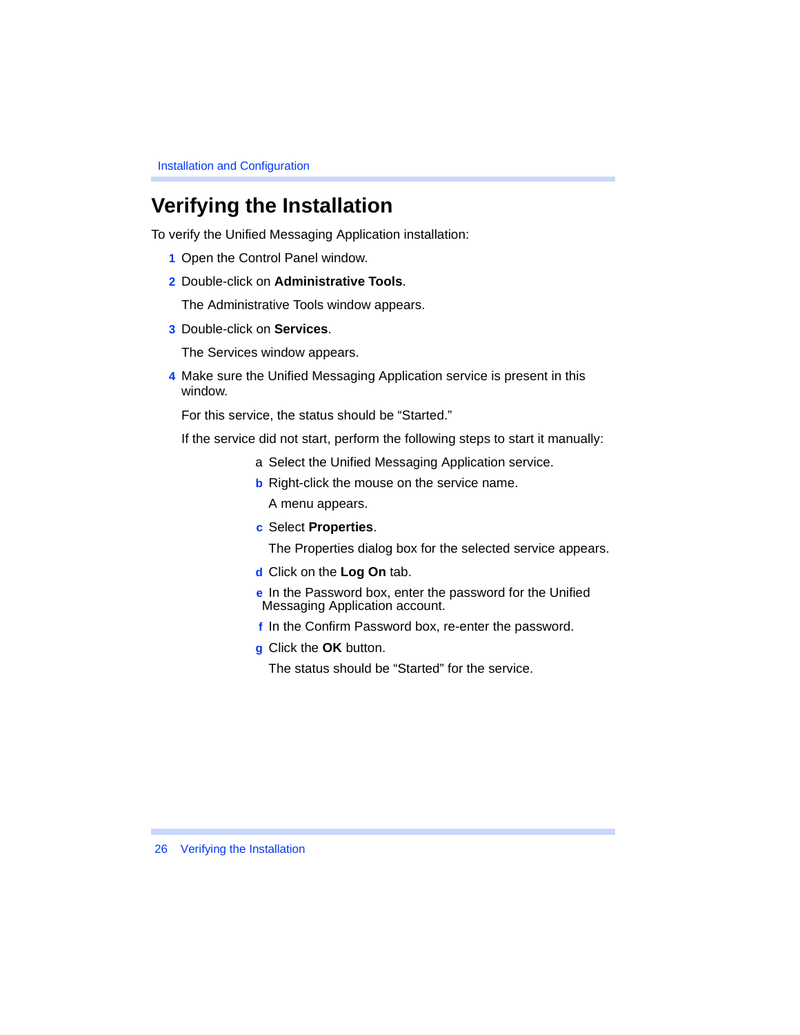# Verifying the Installation

To verify the Unified Messaging Application installation:

1. Open the Control Panel window.
2. Double-click on **Administrative Tools**.

   The Administrative Tools window appears.

3. Double-click on **Services**.

   The Services window appears.

4. Make sure the Unified Messaging Application service is present in this window.

   For this service, the status should be "Started."

   If the service did not start, perform the following steps to start it manually:

   a. Select the Unified Messaging Application service.
   b. Right-click the mouse on the service name.

      A menu appears.

   c. Select **Properties**.

      The Properties dialog box for the selected service appears.

   d. Click on the **Log On** tab.
   e. In the Password box, enter the password for the Unified Messaging Application account.
   f. In the Confirm Password box, re-enter the password.
   g. Click the **OK** button.

      The status should be "Started" for the service.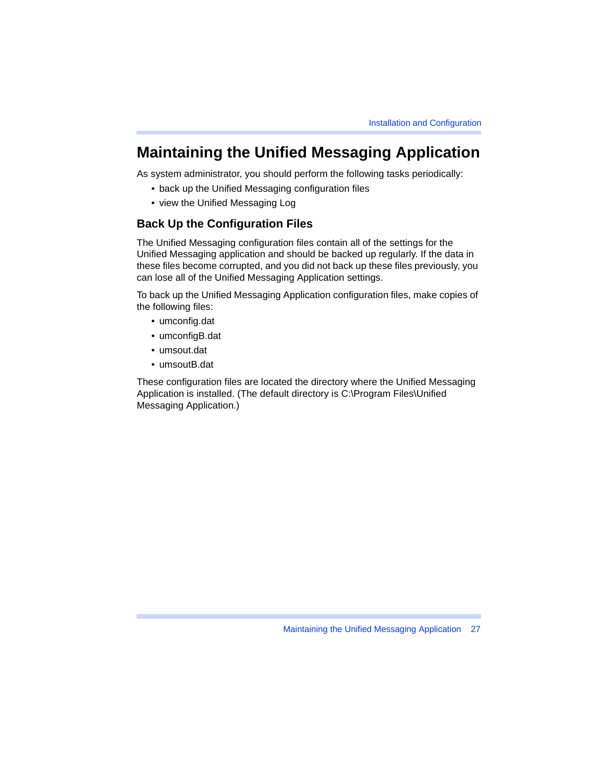# Maintaining the Unified Messaging Application

As system administrator, you should perform the following tasks periodically:

- back up the Unified Messaging configuration files
- view the Unified Messaging Log

## Back Up the Configuration Files

The Unified Messaging configuration files contain all of the settings for the Unified Messaging application and should be backed up regularly. If the data in these files become corrupted, and you did not back up these files previously, you can lose all of the Unified Messaging Application settings.

To back up the Unified Messaging Application configuration files, make copies of the following files:

- umconfig.dat
- umconfigB.dat
- umsout.dat
- umsoutB.dat

These configuration files are located the directory where the Unified Messaging Application is installed. (The default directory is C:\Program Files\Unified Messaging Application.)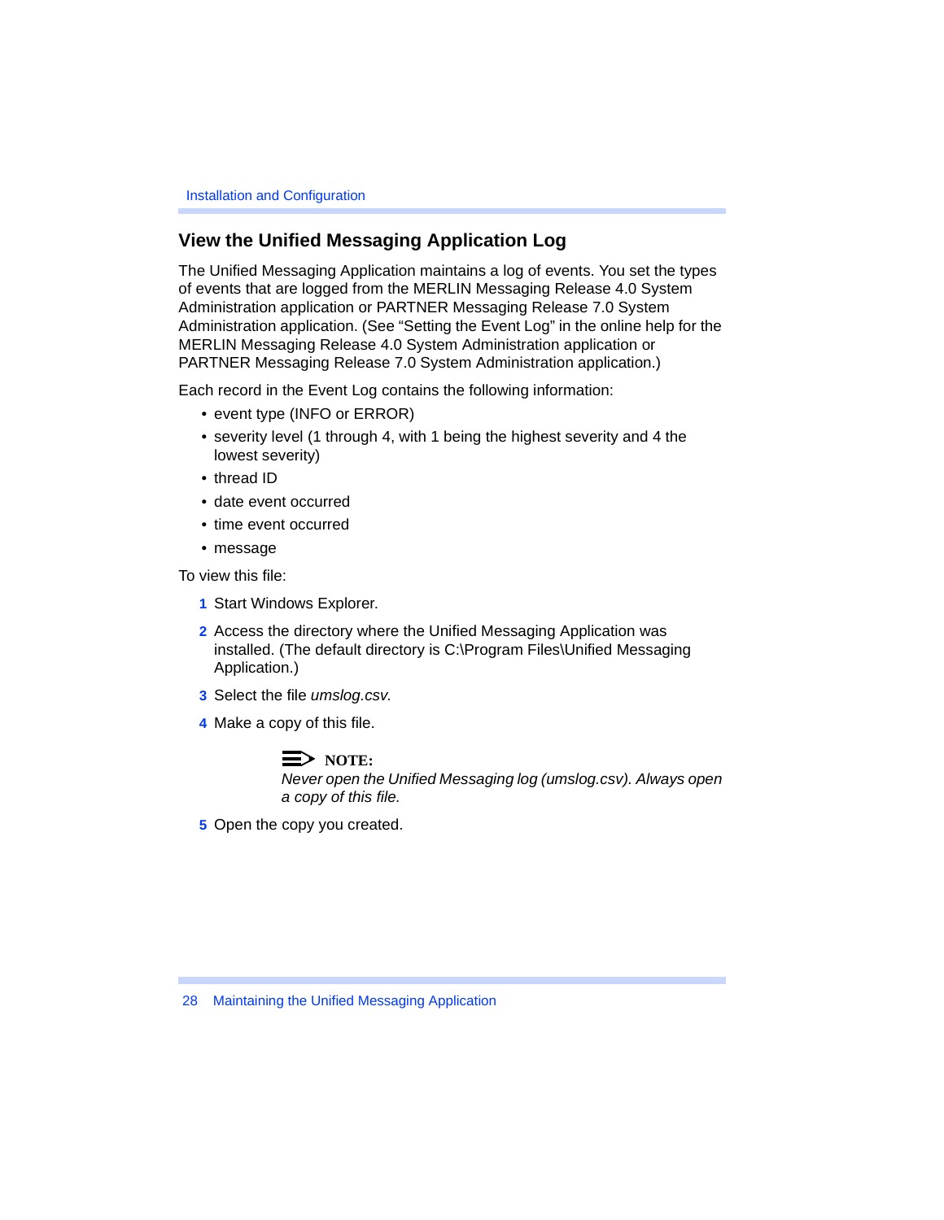## View the Unified Messaging Application Log

The Unified Messaging Application maintains a log of events. You set the types of events that are logged from the MERLIN Messaging Release 4.0 System Administration application or PARTNER Messaging Release 7.0 System Administration application. (See “Setting the Event Log” in the online help for the MERLIN Messaging Release 4.0 System Administration application or PARTNER Messaging Release 7.0 System Administration application.)

Each record in the Event Log contains the following information:

- event type (INFO or ERROR)
- severity level (1 through 4, with 1 being the highest severity and 4 the lowest severity)
- thread ID
- date event occurred
- time event occurred
- message

To view this file:

1. Start Windows Explorer.
2. Access the directory where the Unified Messaging Application was installed. (The default directory is C:\Program Files\Unified Messaging Application.)
3. Select the file *umslog.csv.*
4. Make a copy of this file.

   **NOTE:**
   *Never open the Unified Messaging log (umslog.csv). Always open a copy of this file.*

5. Open the copy you created.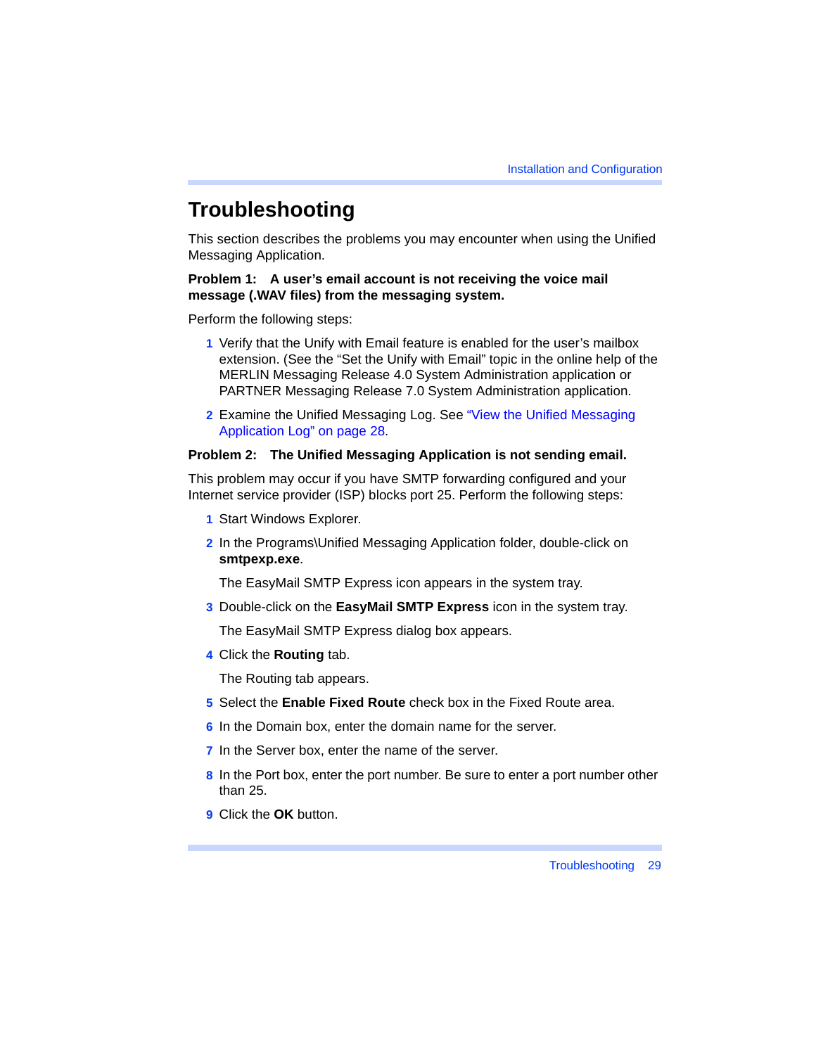# Troubleshooting

This section describes the problems you may encounter when using the Unified Messaging Application.

**Problem 1: A user's email account is not receiving the voice mail message (.WAV files) from the messaging system.**

Perform the following steps:

1. Verify that the Unify with Email feature is enabled for the user's mailbox extension. (See the "Set the Unify with Email" topic in the online help of the MERLIN Messaging Release 4.0 System Administration application or PARTNER Messaging Release 7.0 System Administration application.
2. Examine the Unified Messaging Log. See "View the Unified Messaging Application Log" on page 28.

**Problem 2: The Unified Messaging Application is not sending email.**

This problem may occur if you have SMTP forwarding configured and your Internet service provider (ISP) blocks port 25. Perform the following steps:

1. Start Windows Explorer.
2. In the Programs\Unified Messaging Application folder, double-click on **smtpexp.exe**.

   The EasyMail SMTP Express icon appears in the system tray.
3. Double-click on the **EasyMail SMTP Express** icon in the system tray.

   The EasyMail SMTP Express dialog box appears.
4. Click the **Routing** tab.

   The Routing tab appears.
5. Select the **Enable Fixed Route** check box in the Fixed Route area.
6. In the Domain box, enter the domain name for the server.
7. In the Server box, enter the name of the server.
8. In the Port box, enter the port number. Be sure to enter a port number other than 25.
9. Click the **OK** button.